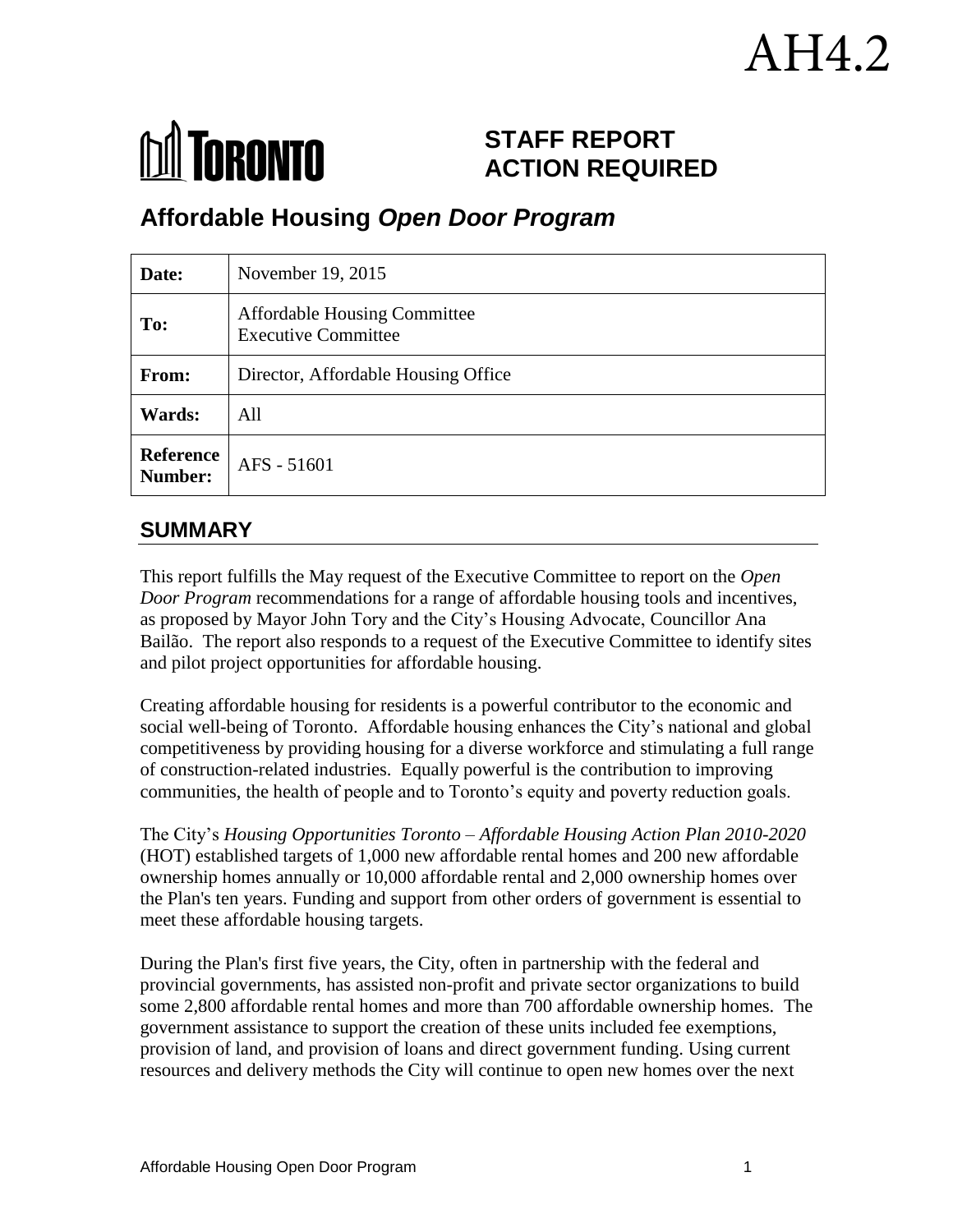AH4.2

**TORONTO**

# STAFF REPORT
# ACTION REQUIRED

## Affordable Housing *Open Door Program*

| **Date:** | November 19, 2015 |
|---|---|
| **To:** | Affordable Housing Committee<br>Executive Committee |
| **From:** | Director, Affordable Housing Office |
| **Wards:** | All |
| **Reference Number:** | AFS - 51601 |

## SUMMARY

This report fulfills the May request of the Executive Committee to report on the *Open Door Program* recommendations for a range of affordable housing tools and incentives, as proposed by Mayor John Tory and the City's Housing Advocate, Councillor Ana Bailão. The report also responds to a request of the Executive Committee to identify sites and pilot project opportunities for affordable housing.

Creating affordable housing for residents is a powerful contributor to the economic and social well-being of Toronto. Affordable housing enhances the City's national and global competitiveness by providing housing for a diverse workforce and stimulating a full range of construction-related industries. Equally powerful is the contribution to improving communities, the health of people and to Toronto's equity and poverty reduction goals.

The City's *Housing Opportunities Toronto – Affordable Housing Action Plan 2010-2020* (HOT) established targets of 1,000 new affordable rental homes and 200 new affordable ownership homes annually or 10,000 affordable rental and 2,000 ownership homes over the Plan's ten years. Funding and support from other orders of government is essential to meet these affordable housing targets.

During the Plan's first five years, the City, often in partnership with the federal and provincial governments, has assisted non-profit and private sector organizations to build some 2,800 affordable rental homes and more than 700 affordable ownership homes. The government assistance to support the creation of these units included fee exemptions, provision of land, and provision of loans and direct government funding. Using current resources and delivery methods the City will continue to open new homes over the next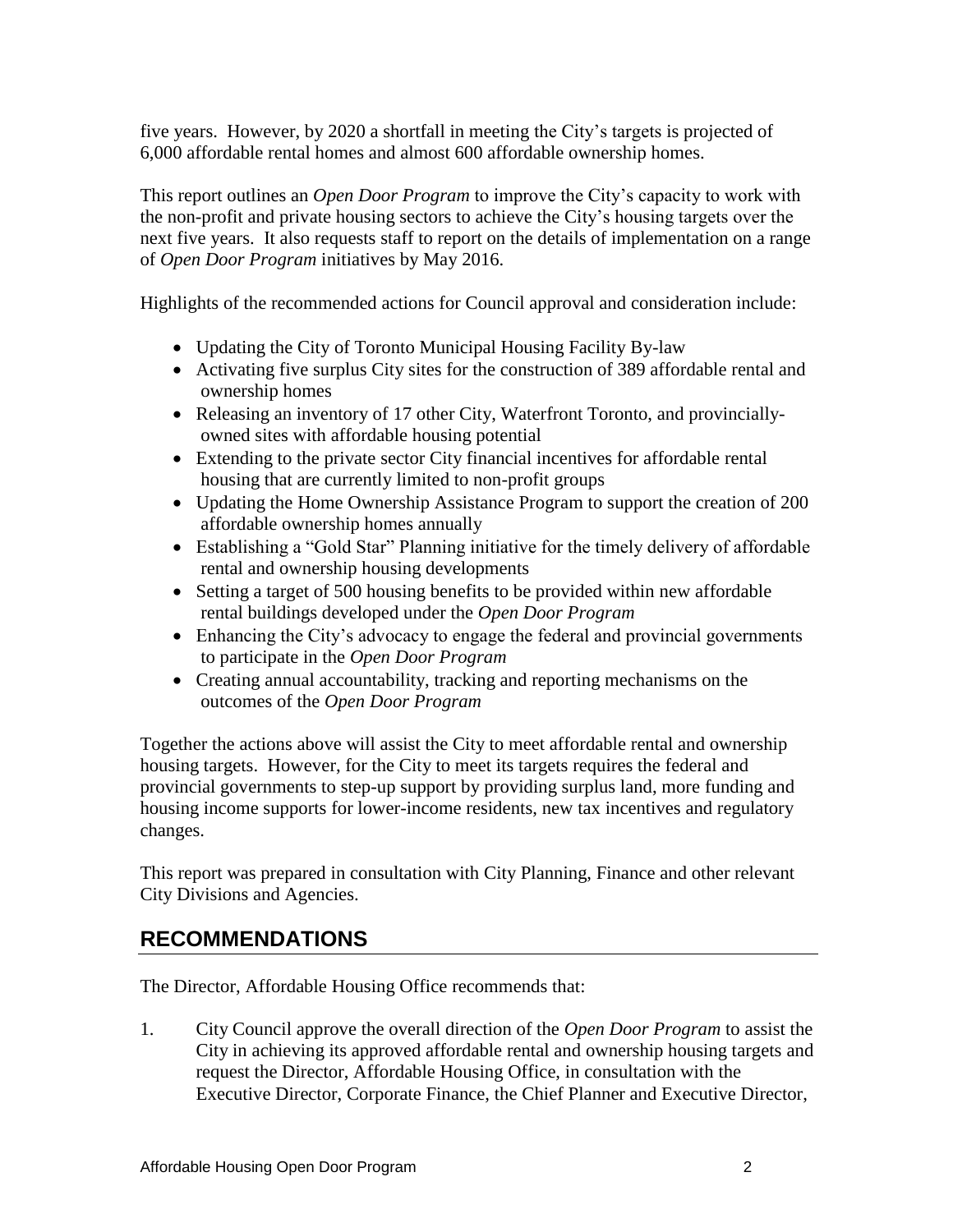five years. However, by 2020 a shortfall in meeting the City's targets is projected of 6,000 affordable rental homes and almost 600 affordable ownership homes.

This report outlines an *Open Door Program* to improve the City's capacity to work with the non-profit and private housing sectors to achieve the City's housing targets over the next five years. It also requests staff to report on the details of implementation on a range of *Open Door Program* initiatives by May 2016.

Highlights of the recommended actions for Council approval and consideration include:

- Updating the City of Toronto Municipal Housing Facility By-law
- Activating five surplus City sites for the construction of 389 affordable rental and ownership homes
- Releasing an inventory of 17 other City, Waterfront Toronto, and provincially-owned sites with affordable housing potential
- Extending to the private sector City financial incentives for affordable rental housing that are currently limited to non-profit groups
- Updating the Home Ownership Assistance Program to support the creation of 200 affordable ownership homes annually
- Establishing a "Gold Star" Planning initiative for the timely delivery of affordable rental and ownership housing developments
- Setting a target of 500 housing benefits to be provided within new affordable rental buildings developed under the *Open Door Program*
- Enhancing the City's advocacy to engage the federal and provincial governments to participate in the *Open Door Program*
- Creating annual accountability, tracking and reporting mechanisms on the outcomes of the *Open Door Program*

Together the actions above will assist the City to meet affordable rental and ownership housing targets. However, for the City to meet its targets requires the federal and provincial governments to step-up support by providing surplus land, more funding and housing income supports for lower-income residents, new tax incentives and regulatory changes.

This report was prepared in consultation with City Planning, Finance and other relevant City Divisions and Agencies.

## RECOMMENDATIONS

The Director, Affordable Housing Office recommends that:

1. City Council approve the overall direction of the *Open Door Program* to assist the City in achieving its approved affordable rental and ownership housing targets and request the Director, Affordable Housing Office, in consultation with the Executive Director, Corporate Finance, the Chief Planner and Executive Director,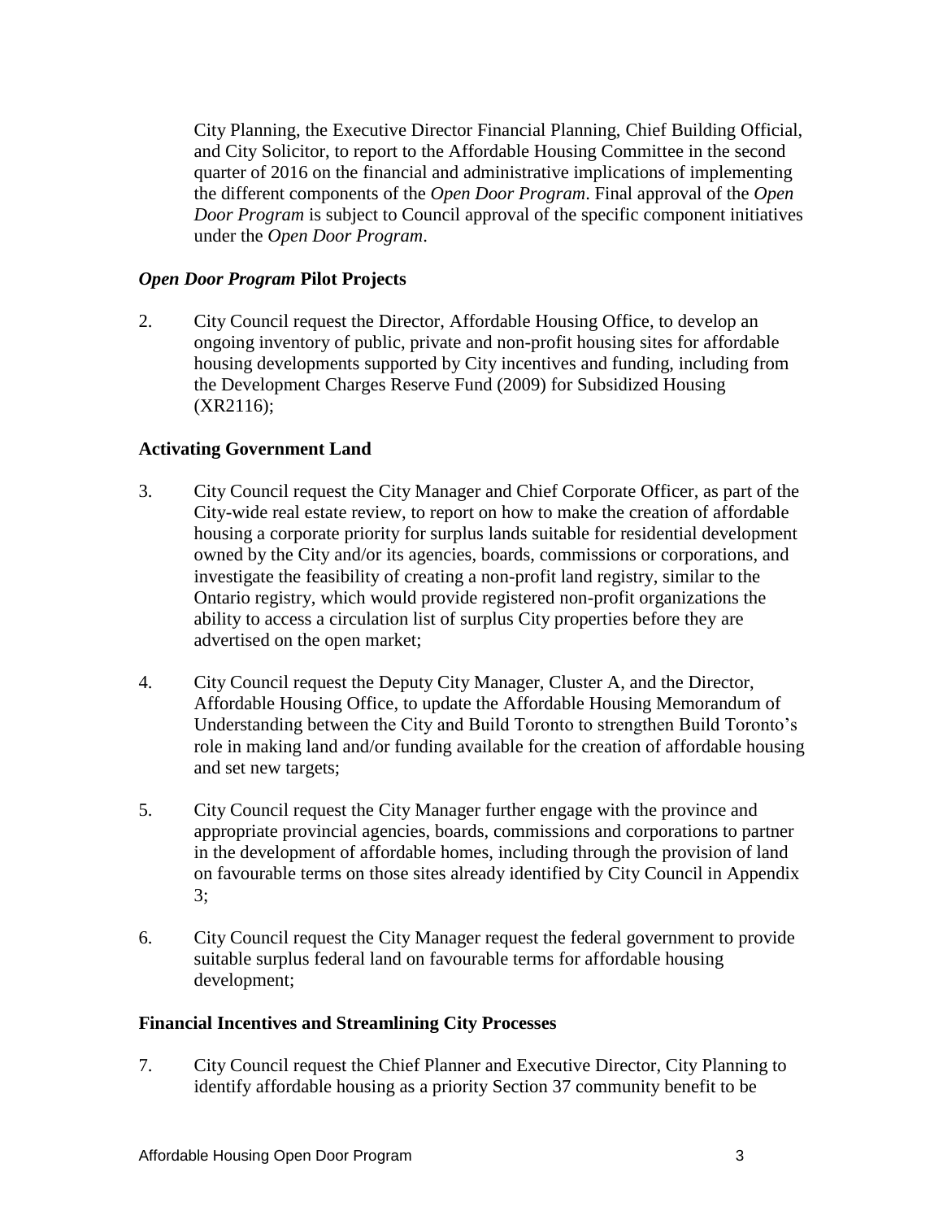City Planning, the Executive Director Financial Planning, Chief Building Official, and City Solicitor, to report to the Affordable Housing Committee in the second quarter of 2016 on the financial and administrative implications of implementing the different components of the *Open Door Program*. Final approval of the *Open Door Program* is subject to Council approval of the specific component initiatives under the *Open Door Program*.

### *Open Door Program* Pilot Projects

2. City Council request the Director, Affordable Housing Office, to develop an ongoing inventory of public, private and non-profit housing sites for affordable housing developments supported by City incentives and funding, including from the Development Charges Reserve Fund (2009) for Subsidized Housing (XR2116);

### Activating Government Land

3. City Council request the City Manager and Chief Corporate Officer, as part of the City-wide real estate review, to report on how to make the creation of affordable housing a corporate priority for surplus lands suitable for residential development owned by the City and/or its agencies, boards, commissions or corporations, and investigate the feasibility of creating a non-profit land registry, similar to the Ontario registry, which would provide registered non-profit organizations the ability to access a circulation list of surplus City properties before they are advertised on the open market;

4. City Council request the Deputy City Manager, Cluster A, and the Director, Affordable Housing Office, to update the Affordable Housing Memorandum of Understanding between the City and Build Toronto to strengthen Build Toronto's role in making land and/or funding available for the creation of affordable housing and set new targets;

5. City Council request the City Manager further engage with the province and appropriate provincial agencies, boards, commissions and corporations to partner in the development of affordable homes, including through the provision of land on favourable terms on those sites already identified by City Council in Appendix 3;

6. City Council request the City Manager request the federal government to provide suitable surplus federal land on favourable terms for affordable housing development;

### Financial Incentives and Streamlining City Processes

7. City Council request the Chief Planner and Executive Director, City Planning to identify affordable housing as a priority Section 37 community benefit to be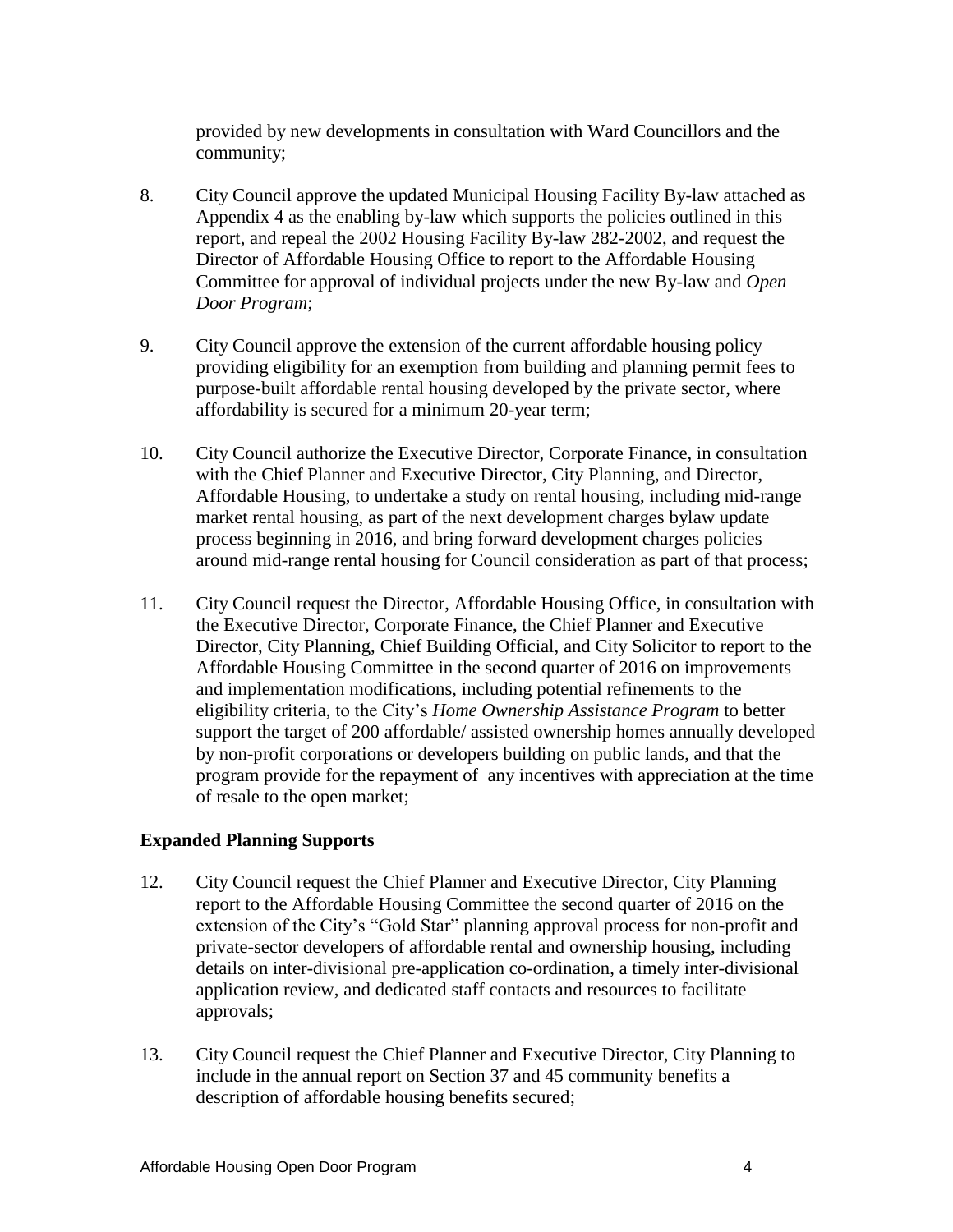provided by new developments in consultation with Ward Councillors and the community;

8. City Council approve the updated Municipal Housing Facility By-law attached as Appendix 4 as the enabling by-law which supports the policies outlined in this report, and repeal the 2002 Housing Facility By-law 282-2002, and request the Director of Affordable Housing Office to report to the Affordable Housing Committee for approval of individual projects under the new By-law and *Open Door Program*;

9. City Council approve the extension of the current affordable housing policy providing eligibility for an exemption from building and planning permit fees to purpose-built affordable rental housing developed by the private sector, where affordability is secured for a minimum 20-year term;

10. City Council authorize the Executive Director, Corporate Finance, in consultation with the Chief Planner and Executive Director, City Planning, and Director, Affordable Housing, to undertake a study on rental housing, including mid-range market rental housing, as part of the next development charges bylaw update process beginning in 2016, and bring forward development charges policies around mid-range rental housing for Council consideration as part of that process;

11. City Council request the Director, Affordable Housing Office, in consultation with the Executive Director, Corporate Finance, the Chief Planner and Executive Director, City Planning, Chief Building Official, and City Solicitor to report to the Affordable Housing Committee in the second quarter of 2016 on improvements and implementation modifications, including potential refinements to the eligibility criteria, to the City's *Home Ownership Assistance Program* to better support the target of 200 affordable/ assisted ownership homes annually developed by non-profit corporations or developers building on public lands, and that the program provide for the repayment of any incentives with appreciation at the time of resale to the open market;

**Expanded Planning Supports**

12. City Council request the Chief Planner and Executive Director, City Planning report to the Affordable Housing Committee the second quarter of 2016 on the extension of the City's "Gold Star" planning approval process for non-profit and private-sector developers of affordable rental and ownership housing, including details on inter-divisional pre-application co-ordination, a timely inter-divisional application review, and dedicated staff contacts and resources to facilitate approvals;

13. City Council request the Chief Planner and Executive Director, City Planning to include in the annual report on Section 37 and 45 community benefits a description of affordable housing benefits secured;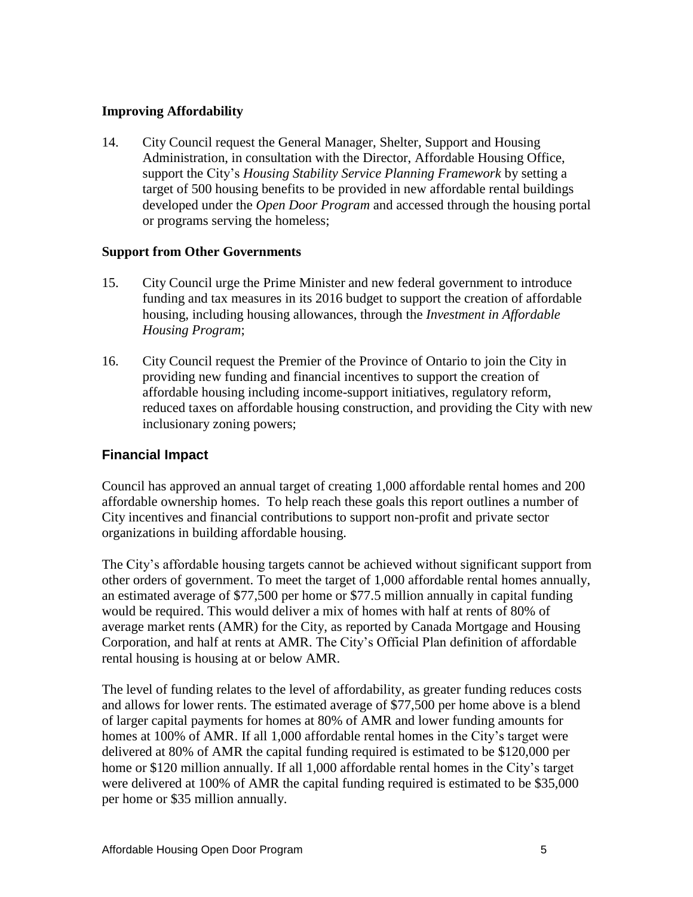### Improving Affordability

14. City Council request the General Manager, Shelter, Support and Housing Administration, in consultation with the Director, Affordable Housing Office, support the City's *Housing Stability Service Planning Framework* by setting a target of 500 housing benefits to be provided in new affordable rental buildings developed under the *Open Door Program* and accessed through the housing portal or programs serving the homeless;

### Support from Other Governments

15. City Council urge the Prime Minister and new federal government to introduce funding and tax measures in its 2016 budget to support the creation of affordable housing, including housing allowances, through the *Investment in Affordable Housing Program*;

16. City Council request the Premier of the Province of Ontario to join the City in providing new funding and financial incentives to support the creation of affordable housing including income-support initiatives, regulatory reform, reduced taxes on affordable housing construction, and providing the City with new inclusionary zoning powers;

## Financial Impact

Council has approved an annual target of creating 1,000 affordable rental homes and 200 affordable ownership homes. To help reach these goals this report outlines a number of City incentives and financial contributions to support non-profit and private sector organizations in building affordable housing.

The City's affordable housing targets cannot be achieved without significant support from other orders of government. To meet the target of 1,000 affordable rental homes annually, an estimated average of $77,500 per home or $77.5 million annually in capital funding would be required. This would deliver a mix of homes with half at rents of 80% of average market rents (AMR) for the City, as reported by Canada Mortgage and Housing Corporation, and half at rents at AMR. The City's Official Plan definition of affordable rental housing is housing at or below AMR.

The level of funding relates to the level of affordability, as greater funding reduces costs and allows for lower rents. The estimated average of $77,500 per home above is a blend of larger capital payments for homes at 80% of AMR and lower funding amounts for homes at 100% of AMR. If all 1,000 affordable rental homes in the City's target were delivered at 80% of AMR the capital funding required is estimated to be $120,000 per home or $120 million annually. If all 1,000 affordable rental homes in the City's target were delivered at 100% of AMR the capital funding required is estimated to be $35,000 per home or $35 million annually.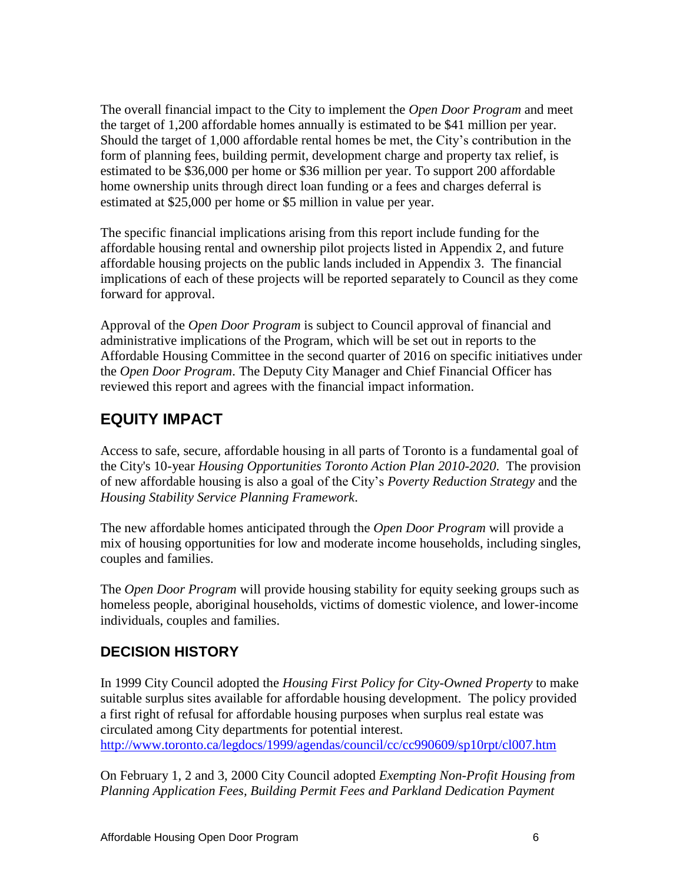The overall financial impact to the City to implement the *Open Door Program* and meet the target of 1,200 affordable homes annually is estimated to be $41 million per year. Should the target of 1,000 affordable rental homes be met, the City's contribution in the form of planning fees, building permit, development charge and property tax relief, is estimated to be $36,000 per home or $36 million per year. To support 200 affordable home ownership units through direct loan funding or a fees and charges deferral is estimated at $25,000 per home or $5 million in value per year.

The specific financial implications arising from this report include funding for the affordable housing rental and ownership pilot projects listed in Appendix 2, and future affordable housing projects on the public lands included in Appendix 3. The financial implications of each of these projects will be reported separately to Council as they come forward for approval.

Approval of the *Open Door Program* is subject to Council approval of financial and administrative implications of the Program, which will be set out in reports to the Affordable Housing Committee in the second quarter of 2016 on specific initiatives under the *Open Door Program*. The Deputy City Manager and Chief Financial Officer has reviewed this report and agrees with the financial impact information.

## EQUITY IMPACT

Access to safe, secure, affordable housing in all parts of Toronto is a fundamental goal of the City's 10-year *Housing Opportunities Toronto Action Plan 2010-2020*. The provision of new affordable housing is also a goal of the City's *Poverty Reduction Strategy* and the *Housing Stability Service Planning Framework*.

The new affordable homes anticipated through the *Open Door Program* will provide a mix of housing opportunities for low and moderate income households, including singles, couples and families.

The *Open Door Program* will provide housing stability for equity seeking groups such as homeless people, aboriginal households, victims of domestic violence, and lower-income individuals, couples and families.

### DECISION HISTORY

In 1999 City Council adopted the *Housing First Policy for City-Owned Property* to make suitable surplus sites available for affordable housing development. The policy provided a first right of refusal for affordable housing purposes when surplus real estate was circulated among City departments for potential interest.
http://www.toronto.ca/legdocs/1999/agendas/council/cc/cc990609/sp10rpt/cl007.htm

On February 1, 2 and 3, 2000 City Council adopted *Exempting Non-Profit Housing from Planning Application Fees, Building Permit Fees and Parkland Dedication Payment*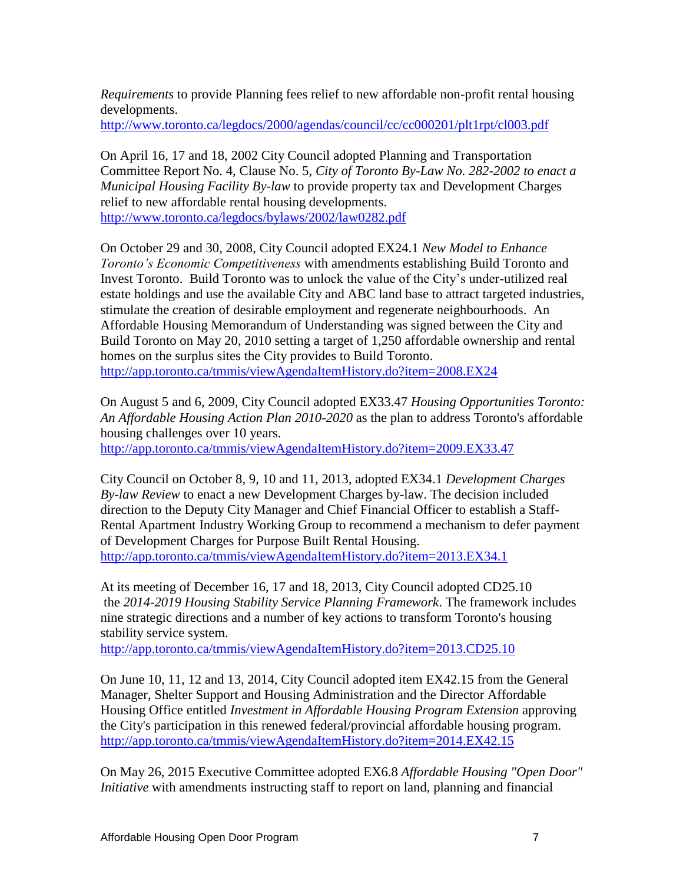*Requirements* to provide Planning fees relief to new affordable non-profit rental housing developments.
http://www.toronto.ca/legdocs/2000/agendas/council/cc/cc000201/plt1rpt/cl003.pdf

On April 16, 17 and 18, 2002 City Council adopted Planning and Transportation Committee Report No. 4, Clause No. 5, *City of Toronto By-Law No. 282-2002 to enact a Municipal Housing Facility By-law* to provide property tax and Development Charges relief to new affordable rental housing developments.
http://www.toronto.ca/legdocs/bylaws/2002/law0282.pdf

On October 29 and 30, 2008, City Council adopted EX24.1 *New Model to Enhance Toronto's Economic Competitiveness* with amendments establishing Build Toronto and Invest Toronto. Build Toronto was to unlock the value of the City's under-utilized real estate holdings and use the available City and ABC land base to attract targeted industries, stimulate the creation of desirable employment and regenerate neighbourhoods. An Affordable Housing Memorandum of Understanding was signed between the City and Build Toronto on May 20, 2010 setting a target of 1,250 affordable ownership and rental homes on the surplus sites the City provides to Build Toronto.
http://app.toronto.ca/tmmis/viewAgendaItemHistory.do?item=2008.EX24

On August 5 and 6, 2009, City Council adopted EX33.47 *Housing Opportunities Toronto: An Affordable Housing Action Plan 2010-2020* as the plan to address Toronto's affordable housing challenges over 10 years.
http://app.toronto.ca/tmmis/viewAgendaItemHistory.do?item=2009.EX33.47

City Council on October 8, 9, 10 and 11, 2013, adopted EX34.1 *Development Charges By-law Review* to enact a new Development Charges by-law. The decision included direction to the Deputy City Manager and Chief Financial Officer to establish a Staff-Rental Apartment Industry Working Group to recommend a mechanism to defer payment of Development Charges for Purpose Built Rental Housing.
http://app.toronto.ca/tmmis/viewAgendaItemHistory.do?item=2013.EX34.1

At its meeting of December 16, 17 and 18, 2013, City Council adopted CD25.10 the *2014-2019 Housing Stability Service Planning Framework*. The framework includes nine strategic directions and a number of key actions to transform Toronto's housing stability service system.
http://app.toronto.ca/tmmis/viewAgendaItemHistory.do?item=2013.CD25.10

On June 10, 11, 12 and 13, 2014, City Council adopted item EX42.15 from the General Manager, Shelter Support and Housing Administration and the Director Affordable Housing Office entitled *Investment in Affordable Housing Program Extension* approving the City's participation in this renewed federal/provincial affordable housing program.
http://app.toronto.ca/tmmis/viewAgendaItemHistory.do?item=2014.EX42.15

On May 26, 2015 Executive Committee adopted EX6.8 *Affordable Housing "Open Door" Initiative* with amendments instructing staff to report on land, planning and financial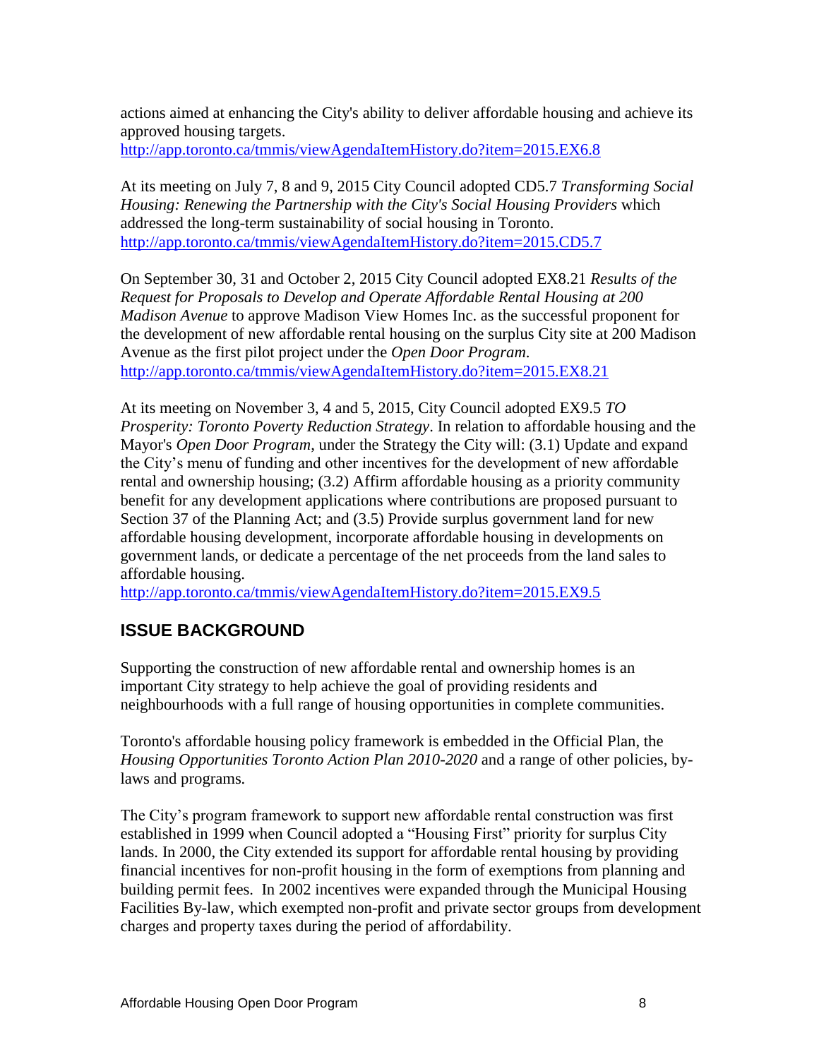actions aimed at enhancing the City's ability to deliver affordable housing and achieve its approved housing targets.
http://app.toronto.ca/tmmis/viewAgendaItemHistory.do?item=2015.EX6.8

At its meeting on July 7, 8 and 9, 2015 City Council adopted CD5.7 *Transforming Social Housing: Renewing the Partnership with the City's Social Housing Providers* which addressed the long-term sustainability of social housing in Toronto.
http://app.toronto.ca/tmmis/viewAgendaItemHistory.do?item=2015.CD5.7

On September 30, 31 and October 2, 2015 City Council adopted EX8.21 *Results of the Request for Proposals to Develop and Operate Affordable Rental Housing at 200 Madison Avenue* to approve Madison View Homes Inc. as the successful proponent for the development of new affordable rental housing on the surplus City site at 200 Madison Avenue as the first pilot project under the *Open Door Program*.
http://app.toronto.ca/tmmis/viewAgendaItemHistory.do?item=2015.EX8.21

At its meeting on November 3, 4 and 5, 2015, City Council adopted EX9.5 *TO Prosperity: Toronto Poverty Reduction Strategy*. In relation to affordable housing and the Mayor's *Open Door Program*, under the Strategy the City will: (3.1) Update and expand the City's menu of funding and other incentives for the development of new affordable rental and ownership housing; (3.2) Affirm affordable housing as a priority community benefit for any development applications where contributions are proposed pursuant to Section 37 of the Planning Act; and (3.5) Provide surplus government land for new affordable housing development, incorporate affordable housing in developments on government lands, or dedicate a percentage of the net proceeds from the land sales to affordable housing.
http://app.toronto.ca/tmmis/viewAgendaItemHistory.do?item=2015.EX9.5

## ISSUE BACKGROUND

Supporting the construction of new affordable rental and ownership homes is an important City strategy to help achieve the goal of providing residents and neighbourhoods with a full range of housing opportunities in complete communities.

Toronto's affordable housing policy framework is embedded in the Official Plan, the *Housing Opportunities Toronto Action Plan 2010-2020* and a range of other policies, by-laws and programs.

The City's program framework to support new affordable rental construction was first established in 1999 when Council adopted a "Housing First" priority for surplus City lands. In 2000, the City extended its support for affordable rental housing by providing financial incentives for non-profit housing in the form of exemptions from planning and building permit fees. In 2002 incentives were expanded through the Municipal Housing Facilities By-law, which exempted non-profit and private sector groups from development charges and property taxes during the period of affordability.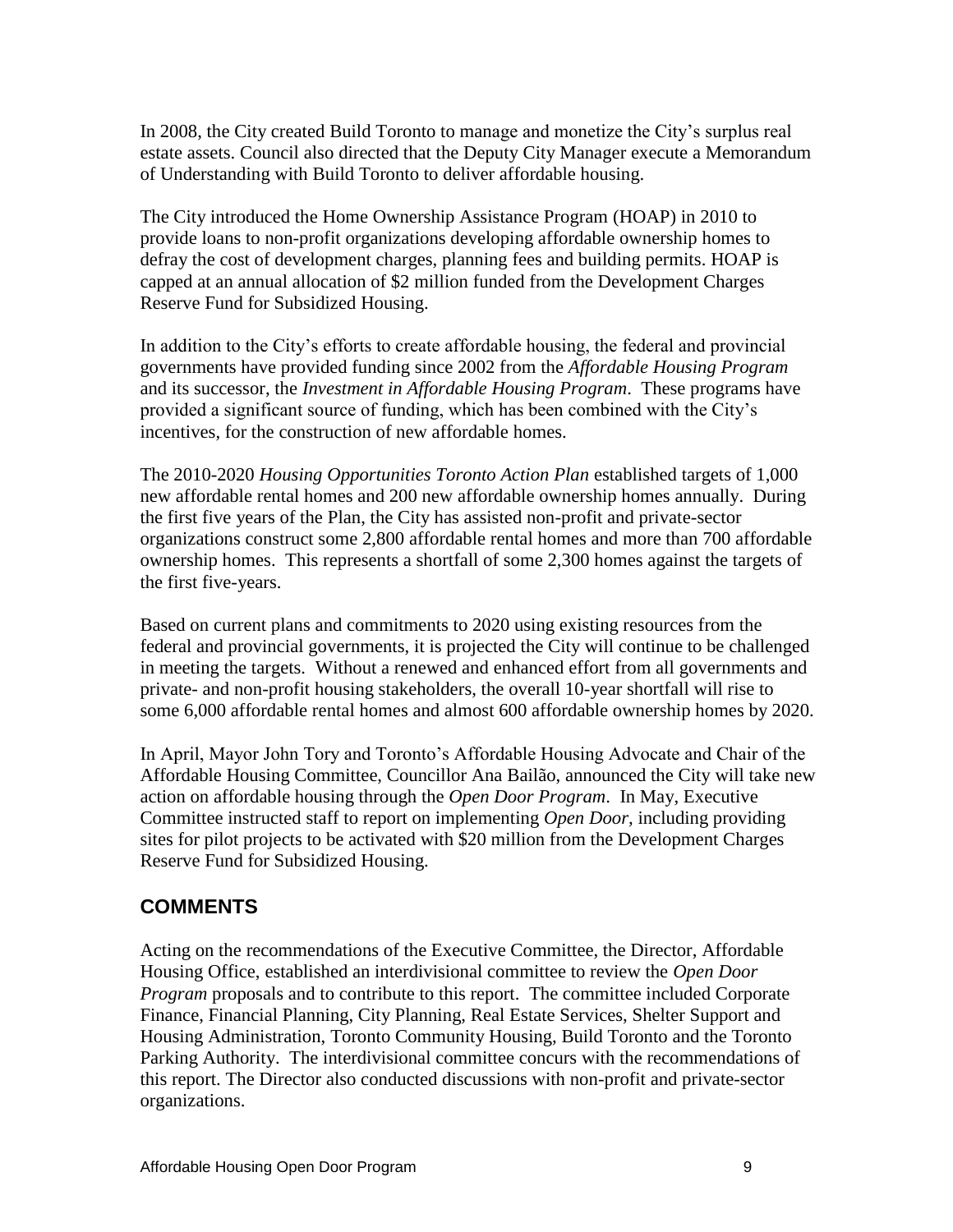In 2008, the City created Build Toronto to manage and monetize the City's surplus real estate assets. Council also directed that the Deputy City Manager execute a Memorandum of Understanding with Build Toronto to deliver affordable housing.

The City introduced the Home Ownership Assistance Program (HOAP) in 2010 to provide loans to non-profit organizations developing affordable ownership homes to defray the cost of development charges, planning fees and building permits. HOAP is capped at an annual allocation of $2 million funded from the Development Charges Reserve Fund for Subsidized Housing.

In addition to the City's efforts to create affordable housing, the federal and provincial governments have provided funding since 2002 from the *Affordable Housing Program* and its successor, the *Investment in Affordable Housing Program*. These programs have provided a significant source of funding, which has been combined with the City's incentives, for the construction of new affordable homes.

The 2010-2020 *Housing Opportunities Toronto Action Plan* established targets of 1,000 new affordable rental homes and 200 new affordable ownership homes annually. During the first five years of the Plan, the City has assisted non-profit and private-sector organizations construct some 2,800 affordable rental homes and more than 700 affordable ownership homes. This represents a shortfall of some 2,300 homes against the targets of the first five-years.

Based on current plans and commitments to 2020 using existing resources from the federal and provincial governments, it is projected the City will continue to be challenged in meeting the targets. Without a renewed and enhanced effort from all governments and private- and non-profit housing stakeholders, the overall 10-year shortfall will rise to some 6,000 affordable rental homes and almost 600 affordable ownership homes by 2020.

In April, Mayor John Tory and Toronto's Affordable Housing Advocate and Chair of the Affordable Housing Committee, Councillor Ana Bailão, announced the City will take new action on affordable housing through the *Open Door Program*. In May, Executive Committee instructed staff to report on implementing *Open Door*, including providing sites for pilot projects to be activated with $20 million from the Development Charges Reserve Fund for Subsidized Housing.

## COMMENTS

Acting on the recommendations of the Executive Committee, the Director, Affordable Housing Office, established an interdivisional committee to review the *Open Door Program* proposals and to contribute to this report. The committee included Corporate Finance, Financial Planning, City Planning, Real Estate Services, Shelter Support and Housing Administration, Toronto Community Housing, Build Toronto and the Toronto Parking Authority. The interdivisional committee concurs with the recommendations of this report. The Director also conducted discussions with non-profit and private-sector organizations.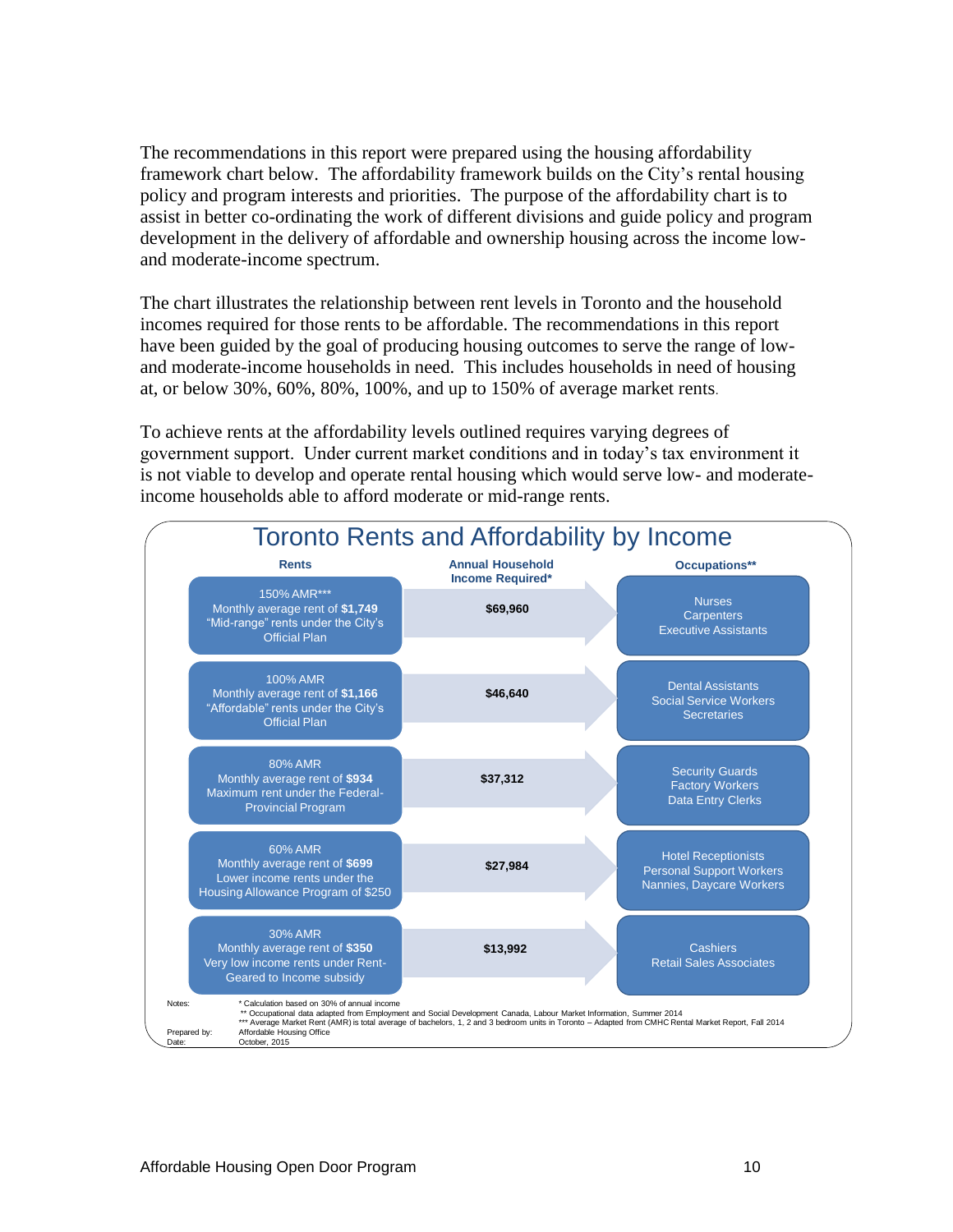The recommendations in this report were prepared using the housing affordability framework chart below. The affordability framework builds on the City's rental housing policy and program interests and priorities. The purpose of the affordability chart is to assist in better co-ordinating the work of different divisions and guide policy and program development in the delivery of affordable and ownership housing across the income low- and moderate-income spectrum.

The chart illustrates the relationship between rent levels in Toronto and the household incomes required for those rents to be affordable. The recommendations in this report have been guided by the goal of producing housing outcomes to serve the range of low- and moderate-income households in need. This includes households in need of housing at, or below 30%, 60%, 80%, 100%, and up to 150% of average market rents.

To achieve rents at the affordability levels outlined requires varying degrees of government support. Under current market conditions and in today's tax environment it is not viable to develop and operate rental housing which would serve low- and moderate-income households able to afford moderate or mid-range rents.

## Toronto Rents and Affordability by Income

| Rents | Annual Household Income Required* | Occupations** |
|---|---|---|
| 150% AMR*** Monthly average rent of **$1,749** "Mid-range" rents under the City's Official Plan | **$69,960** | Nurses, Carpenters, Executive Assistants |
| 100% AMR Monthly average rent of **$1,166** "Affordable" rents under the City's Official Plan | **$46,640** | Dental Assistants, Social Service Workers, Secretaries |
| 80% AMR Monthly average rent of **$934** Maximum rent under the Federal-Provincial Program | **$37,312** | Security Guards, Factory Workers, Data Entry Clerks |
| 60% AMR Monthly average rent of **$699** Lower income rents under the Housing Allowance Program of $250 | **$27,984** | Hotel Receptionists, Personal Support Workers, Nannies, Daycare Workers |
| 30% AMR Monthly average rent of **$350** Very low income rents under Rent-Geared to Income subsidy | **$13,992** | Cashiers, Retail Sales Associates |

Notes:
* Calculation based on 30% of annual income
** Occupational data adapted from Employment and Social Development Canada, Labour Market Information, Summer 2014
*** Average Market Rent (AMR) is total average of bachelors, 1, 2 and 3 bedroom units in Toronto – Adapted from CMHC Rental Market Report, Fall 2014

Prepared by: Affordable Housing Office
Date: October, 2015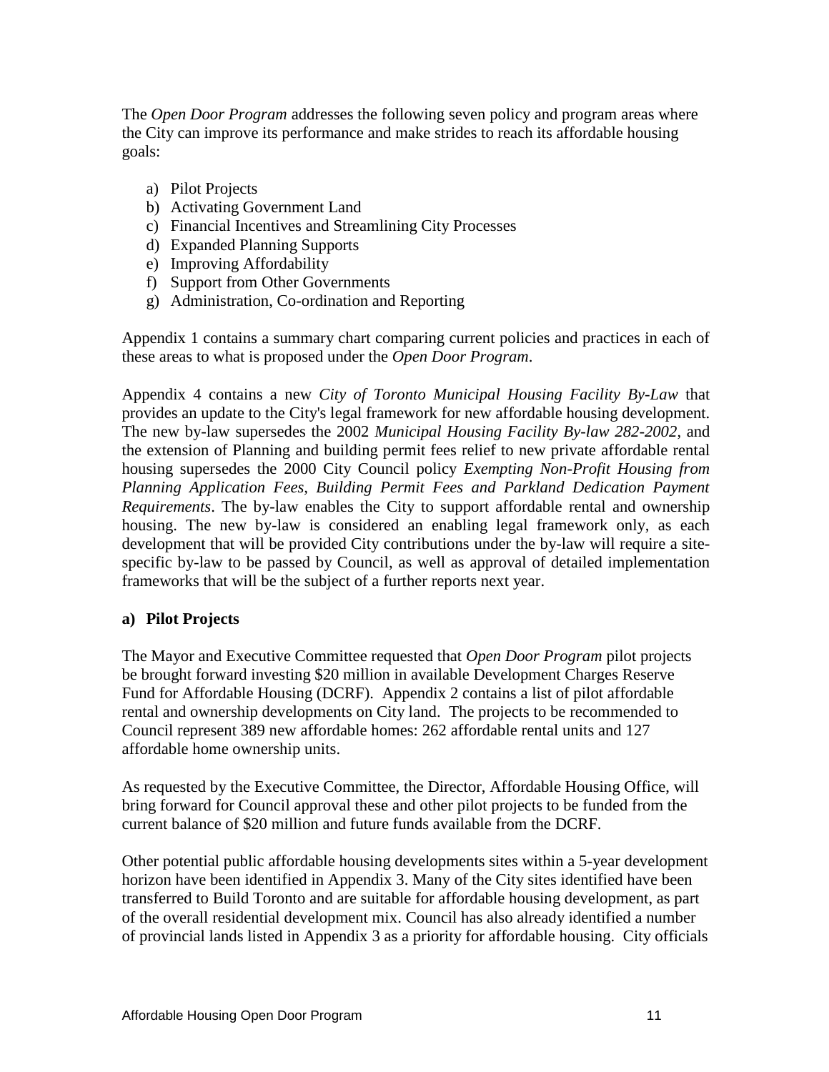The *Open Door Program* addresses the following seven policy and program areas where the City can improve its performance and make strides to reach its affordable housing goals:

a) Pilot Projects
b) Activating Government Land
c) Financial Incentives and Streamlining City Processes
d) Expanded Planning Supports
e) Improving Affordability
f) Support from Other Governments
g) Administration, Co-ordination and Reporting

Appendix 1 contains a summary chart comparing current policies and practices in each of these areas to what is proposed under the *Open Door Program*.

Appendix 4 contains a new *City of Toronto Municipal Housing Facility By-Law* that provides an update to the City's legal framework for new affordable housing development. The new by-law supersedes the 2002 *Municipal Housing Facility By-law 282-2002*, and the extension of Planning and building permit fees relief to new private affordable rental housing supersedes the 2000 City Council policy *Exempting Non-Profit Housing from Planning Application Fees, Building Permit Fees and Parkland Dedication Payment Requirements*. The by-law enables the City to support affordable rental and ownership housing. The new by-law is considered an enabling legal framework only, as each development that will be provided City contributions under the by-law will require a site-specific by-law to be passed by Council, as well as approval of detailed implementation frameworks that will be the subject of a further reports next year.

### a) Pilot Projects

The Mayor and Executive Committee requested that *Open Door Program* pilot projects be brought forward investing $20 million in available Development Charges Reserve Fund for Affordable Housing (DCRF). Appendix 2 contains a list of pilot affordable rental and ownership developments on City land. The projects to be recommended to Council represent 389 new affordable homes: 262 affordable rental units and 127 affordable home ownership units.

As requested by the Executive Committee, the Director, Affordable Housing Office, will bring forward for Council approval these and other pilot projects to be funded from the current balance of $20 million and future funds available from the DCRF.

Other potential public affordable housing developments sites within a 5-year development horizon have been identified in Appendix 3. Many of the City sites identified have been transferred to Build Toronto and are suitable for affordable housing development, as part of the overall residential development mix. Council has also already identified a number of provincial lands listed in Appendix 3 as a priority for affordable housing. City officials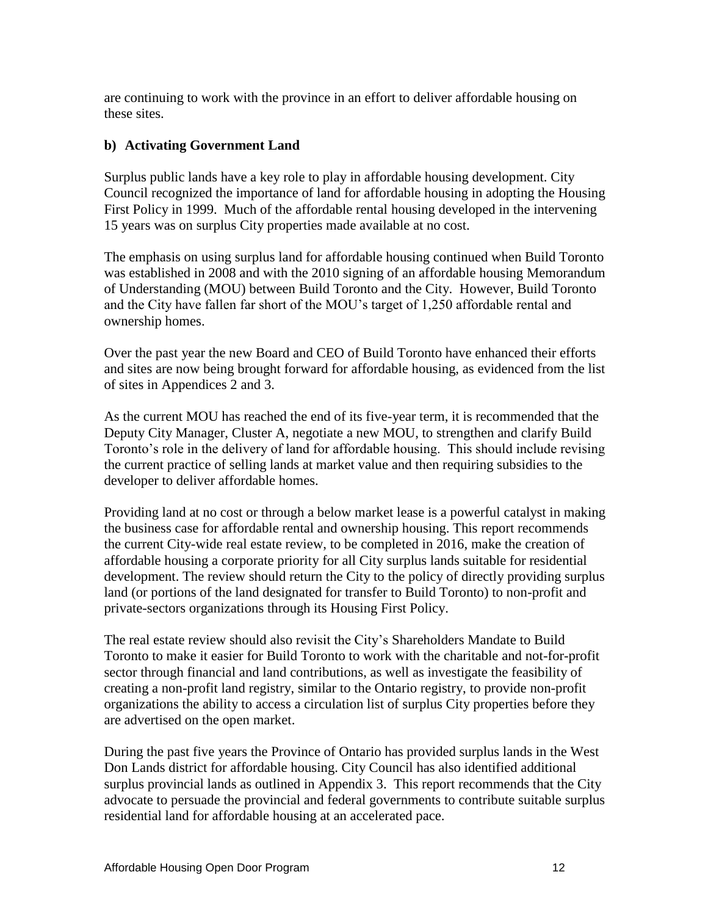are continuing to work with the province in an effort to deliver affordable housing on these sites.

### b) Activating Government Land

Surplus public lands have a key role to play in affordable housing development. City Council recognized the importance of land for affordable housing in adopting the Housing First Policy in 1999. Much of the affordable rental housing developed in the intervening 15 years was on surplus City properties made available at no cost.

The emphasis on using surplus land for affordable housing continued when Build Toronto was established in 2008 and with the 2010 signing of an affordable housing Memorandum of Understanding (MOU) between Build Toronto and the City. However, Build Toronto and the City have fallen far short of the MOU's target of 1,250 affordable rental and ownership homes.

Over the past year the new Board and CEO of Build Toronto have enhanced their efforts and sites are now being brought forward for affordable housing, as evidenced from the list of sites in Appendices 2 and 3.

As the current MOU has reached the end of its five-year term, it is recommended that the Deputy City Manager, Cluster A, negotiate a new MOU, to strengthen and clarify Build Toronto's role in the delivery of land for affordable housing. This should include revising the current practice of selling lands at market value and then requiring subsidies to the developer to deliver affordable homes.

Providing land at no cost or through a below market lease is a powerful catalyst in making the business case for affordable rental and ownership housing. This report recommends the current City-wide real estate review, to be completed in 2016, make the creation of affordable housing a corporate priority for all City surplus lands suitable for residential development. The review should return the City to the policy of directly providing surplus land (or portions of the land designated for transfer to Build Toronto) to non-profit and private-sectors organizations through its Housing First Policy.

The real estate review should also revisit the City's Shareholders Mandate to Build Toronto to make it easier for Build Toronto to work with the charitable and not-for-profit sector through financial and land contributions, as well as investigate the feasibility of creating a non-profit land registry, similar to the Ontario registry, to provide non-profit organizations the ability to access a circulation list of surplus City properties before they are advertised on the open market.

During the past five years the Province of Ontario has provided surplus lands in the West Don Lands district for affordable housing. City Council has also identified additional surplus provincial lands as outlined in Appendix 3. This report recommends that the City advocate to persuade the provincial and federal governments to contribute suitable surplus residential land for affordable housing at an accelerated pace.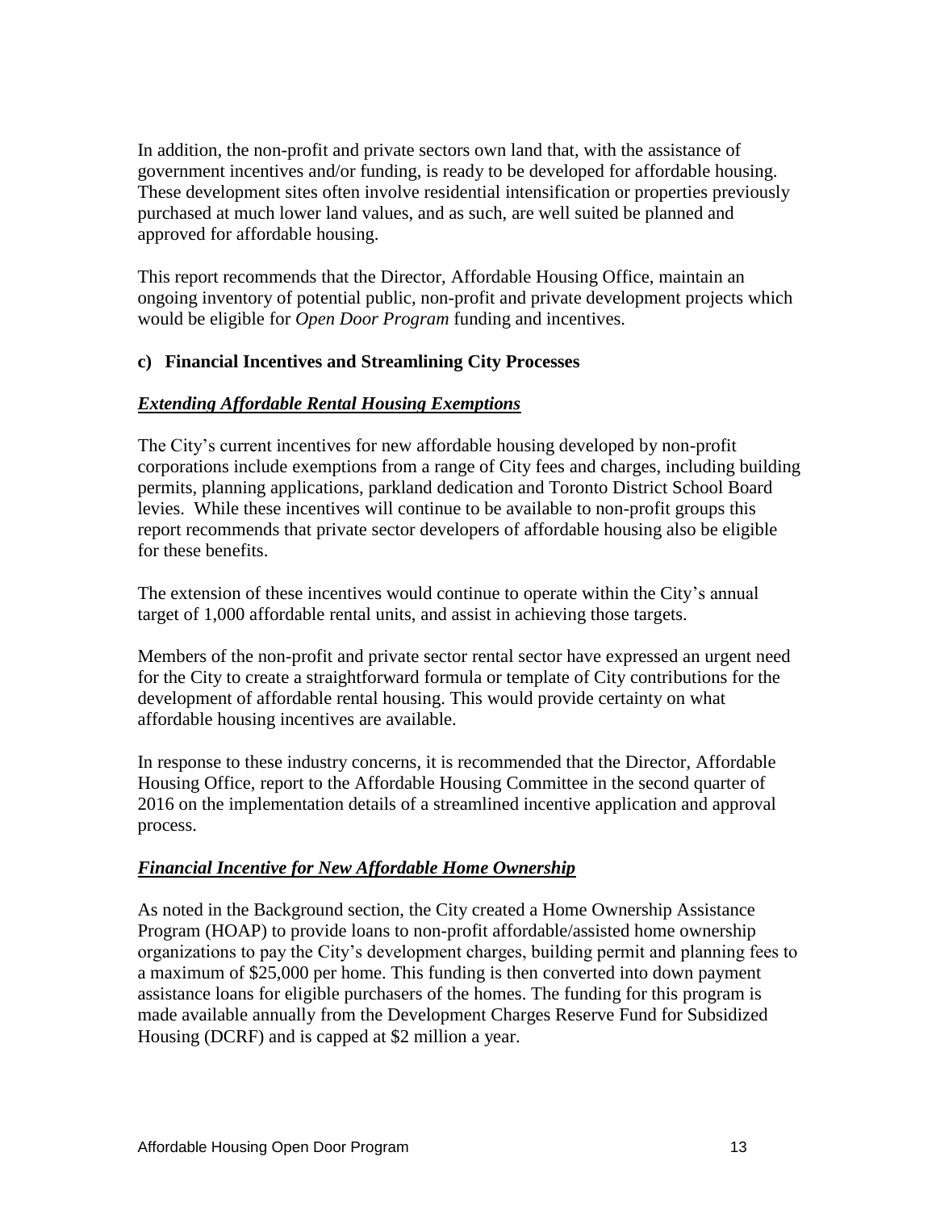In addition, the non-profit and private sectors own land that, with the assistance of government incentives and/or funding, is ready to be developed for affordable housing. These development sites often involve residential intensification or properties previously purchased at much lower land values, and as such, are well suited be planned and approved for affordable housing.

This report recommends that the Director, Affordable Housing Office, maintain an ongoing inventory of potential public, non-profit and private development projects which would be eligible for *Open Door Program* funding and incentives.

**c) Financial Incentives and Streamlining City Processes**

***Extending Affordable Rental Housing Exemptions***

The City's current incentives for new affordable housing developed by non-profit corporations include exemptions from a range of City fees and charges, including building permits, planning applications, parkland dedication and Toronto District School Board levies. While these incentives will continue to be available to non-profit groups this report recommends that private sector developers of affordable housing also be eligible for these benefits.

The extension of these incentives would continue to operate within the City's annual target of 1,000 affordable rental units, and assist in achieving those targets.

Members of the non-profit and private sector rental sector have expressed an urgent need for the City to create a straightforward formula or template of City contributions for the development of affordable rental housing. This would provide certainty on what affordable housing incentives are available.

In response to these industry concerns, it is recommended that the Director, Affordable Housing Office, report to the Affordable Housing Committee in the second quarter of 2016 on the implementation details of a streamlined incentive application and approval process.

***Financial Incentive for New Affordable Home Ownership***

As noted in the Background section, the City created a Home Ownership Assistance Program (HOAP) to provide loans to non-profit affordable/assisted home ownership organizations to pay the City's development charges, building permit and planning fees to a maximum of $25,000 per home. This funding is then converted into down payment assistance loans for eligible purchasers of the homes. The funding for this program is made available annually from the Development Charges Reserve Fund for Subsidized Housing (DCRF) and is capped at $2 million a year.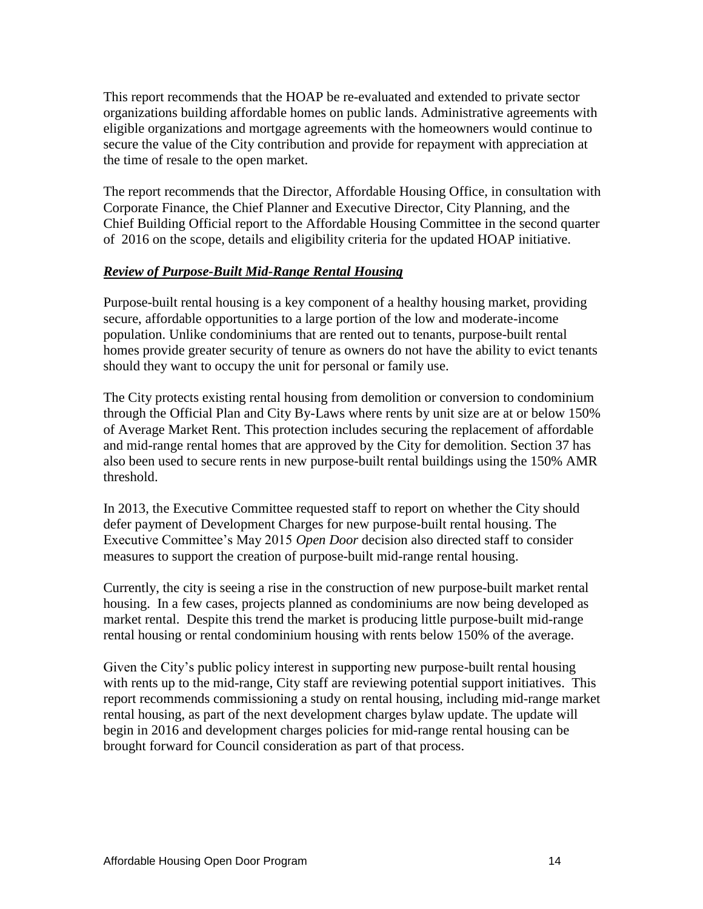This report recommends that the HOAP be re-evaluated and extended to private sector organizations building affordable homes on public lands. Administrative agreements with eligible organizations and mortgage agreements with the homeowners would continue to secure the value of the City contribution and provide for repayment with appreciation at the time of resale to the open market.

The report recommends that the Director, Affordable Housing Office, in consultation with Corporate Finance, the Chief Planner and Executive Director, City Planning, and the Chief Building Official report to the Affordable Housing Committee in the second quarter of 2016 on the scope, details and eligibility criteria for the updated HOAP initiative.

***Review of Purpose-Built Mid-Range Rental Housing***

Purpose-built rental housing is a key component of a healthy housing market, providing secure, affordable opportunities to a large portion of the low and moderate-income population. Unlike condominiums that are rented out to tenants, purpose-built rental homes provide greater security of tenure as owners do not have the ability to evict tenants should they want to occupy the unit for personal or family use.

The City protects existing rental housing from demolition or conversion to condominium through the Official Plan and City By-Laws where rents by unit size are at or below 150% of Average Market Rent. This protection includes securing the replacement of affordable and mid-range rental homes that are approved by the City for demolition. Section 37 has also been used to secure rents in new purpose-built rental buildings using the 150% AMR threshold.

In 2013, the Executive Committee requested staff to report on whether the City should defer payment of Development Charges for new purpose-built rental housing. The Executive Committee's May 2015 *Open Door* decision also directed staff to consider measures to support the creation of purpose-built mid-range rental housing.

Currently, the city is seeing a rise in the construction of new purpose-built market rental housing. In a few cases, projects planned as condominiums are now being developed as market rental. Despite this trend the market is producing little purpose-built mid-range rental housing or rental condominium housing with rents below 150% of the average.

Given the City's public policy interest in supporting new purpose-built rental housing with rents up to the mid-range, City staff are reviewing potential support initiatives. This report recommends commissioning a study on rental housing, including mid-range market rental housing, as part of the next development charges bylaw update. The update will begin in 2016 and development charges policies for mid-range rental housing can be brought forward for Council consideration as part of that process.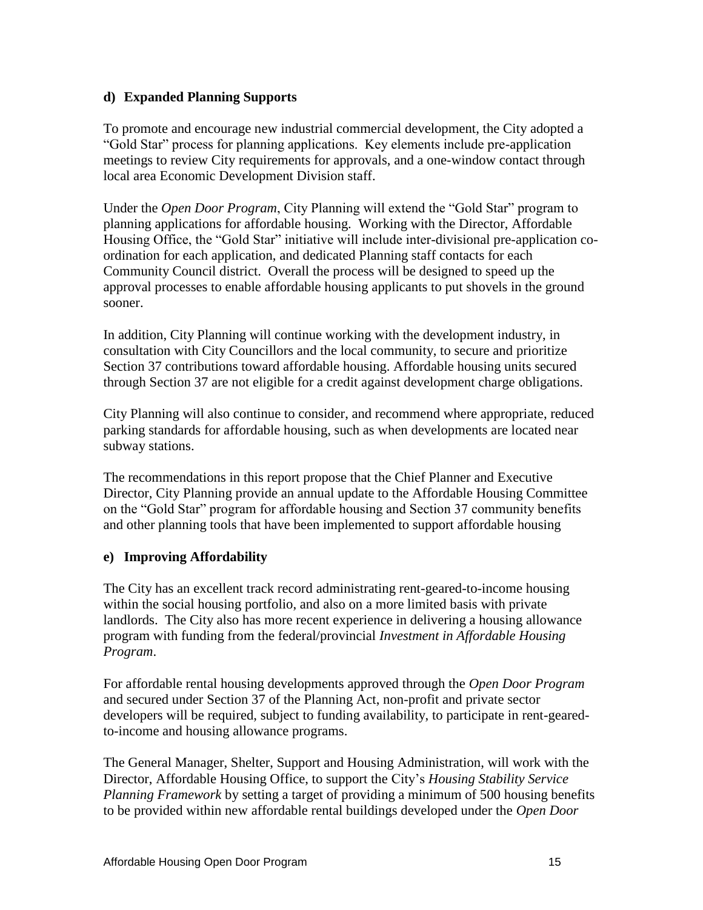### d) Expanded Planning Supports

To promote and encourage new industrial commercial development, the City adopted a "Gold Star" process for planning applications. Key elements include pre-application meetings to review City requirements for approvals, and a one-window contact through local area Economic Development Division staff.

Under the *Open Door Program*, City Planning will extend the "Gold Star" program to planning applications for affordable housing. Working with the Director, Affordable Housing Office, the "Gold Star" initiative will include inter-divisional pre-application co-ordination for each application, and dedicated Planning staff contacts for each Community Council district. Overall the process will be designed to speed up the approval processes to enable affordable housing applicants to put shovels in the ground sooner.

In addition, City Planning will continue working with the development industry, in consultation with City Councillors and the local community, to secure and prioritize Section 37 contributions toward affordable housing. Affordable housing units secured through Section 37 are not eligible for a credit against development charge obligations.

City Planning will also continue to consider, and recommend where appropriate, reduced parking standards for affordable housing, such as when developments are located near subway stations.

The recommendations in this report propose that the Chief Planner and Executive Director, City Planning provide an annual update to the Affordable Housing Committee on the "Gold Star" program for affordable housing and Section 37 community benefits and other planning tools that have been implemented to support affordable housing

### e) Improving Affordability

The City has an excellent track record administrating rent-geared-to-income housing within the social housing portfolio, and also on a more limited basis with private landlords. The City also has more recent experience in delivering a housing allowance program with funding from the federal/provincial *Investment in Affordable Housing Program*.

For affordable rental housing developments approved through the *Open Door Program* and secured under Section 37 of the Planning Act, non-profit and private sector developers will be required, subject to funding availability, to participate in rent-geared-to-income and housing allowance programs.

The General Manager, Shelter, Support and Housing Administration, will work with the Director, Affordable Housing Office, to support the City's *Housing Stability Service Planning Framework* by setting a target of providing a minimum of 500 housing benefits to be provided within new affordable rental buildings developed under the *Open Door*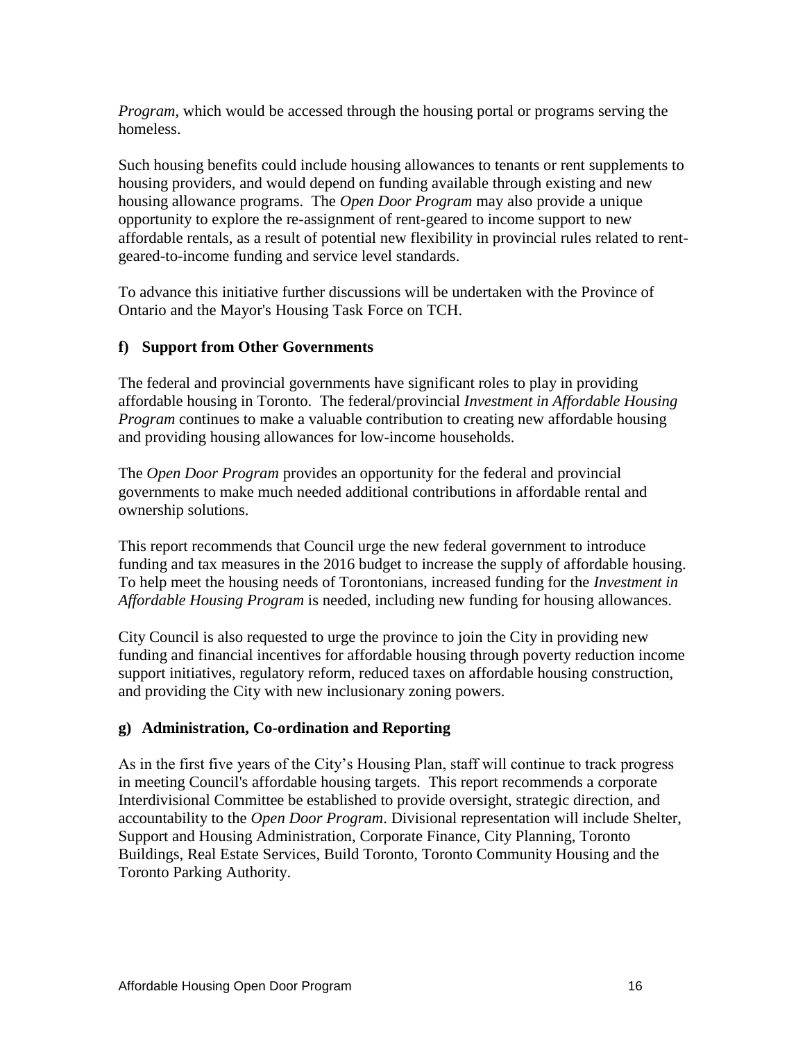*Program*, which would be accessed through the housing portal or programs serving the homeless.

Such housing benefits could include housing allowances to tenants or rent supplements to housing providers, and would depend on funding available through existing and new housing allowance programs. The *Open Door Program* may also provide a unique opportunity to explore the re-assignment of rent-geared to income support to new affordable rentals, as a result of potential new flexibility in provincial rules related to rent-geared-to-income funding and service level standards.

To advance this initiative further discussions will be undertaken with the Province of Ontario and the Mayor's Housing Task Force on TCH.

**f) Support from Other Governments**

The federal and provincial governments have significant roles to play in providing affordable housing in Toronto. The federal/provincial *Investment in Affordable Housing Program* continues to make a valuable contribution to creating new affordable housing and providing housing allowances for low-income households.

The *Open Door Program* provides an opportunity for the federal and provincial governments to make much needed additional contributions in affordable rental and ownership solutions.

This report recommends that Council urge the new federal government to introduce funding and tax measures in the 2016 budget to increase the supply of affordable housing. To help meet the housing needs of Torontonians, increased funding for the *Investment in Affordable Housing Program* is needed, including new funding for housing allowances.

City Council is also requested to urge the province to join the City in providing new funding and financial incentives for affordable housing through poverty reduction income support initiatives, regulatory reform, reduced taxes on affordable housing construction, and providing the City with new inclusionary zoning powers.

**g) Administration, Co-ordination and Reporting**

As in the first five years of the City's Housing Plan, staff will continue to track progress in meeting Council's affordable housing targets. This report recommends a corporate Interdivisional Committee be established to provide oversight, strategic direction, and accountability to the *Open Door Program*. Divisional representation will include Shelter, Support and Housing Administration, Corporate Finance, City Planning, Toronto Buildings, Real Estate Services, Build Toronto, Toronto Community Housing and the Toronto Parking Authority.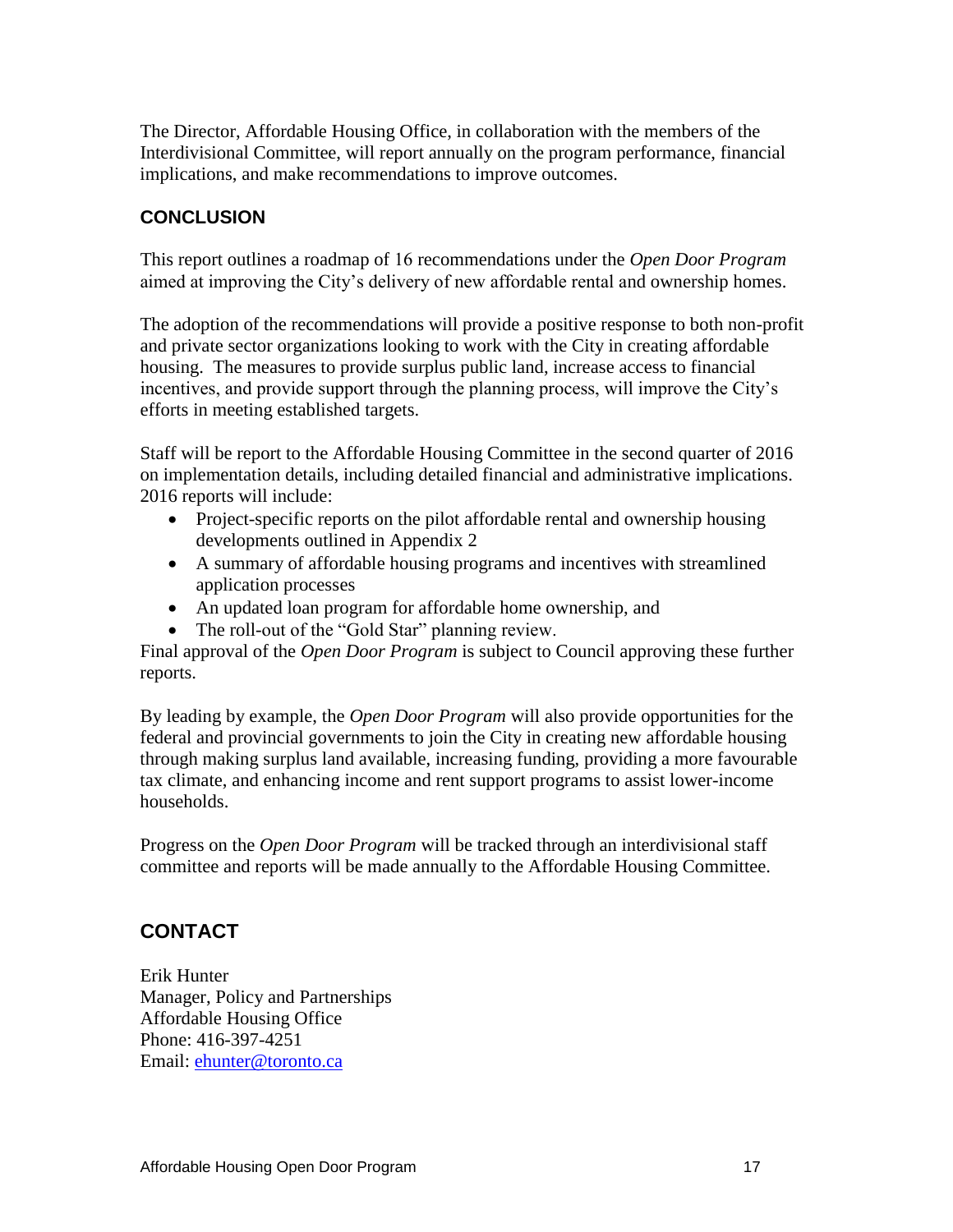The Director, Affordable Housing Office, in collaboration with the members of the Interdivisional Committee, will report annually on the program performance, financial implications, and make recommendations to improve outcomes.

## CONCLUSION

This report outlines a roadmap of 16 recommendations under the *Open Door Program* aimed at improving the City's delivery of new affordable rental and ownership homes.

The adoption of the recommendations will provide a positive response to both non-profit and private sector organizations looking to work with the City in creating affordable housing. The measures to provide surplus public land, increase access to financial incentives, and provide support through the planning process, will improve the City's efforts in meeting established targets.

Staff will be report to the Affordable Housing Committee in the second quarter of 2016 on implementation details, including detailed financial and administrative implications. 2016 reports will include:

- Project-specific reports on the pilot affordable rental and ownership housing developments outlined in Appendix 2
- A summary of affordable housing programs and incentives with streamlined application processes
- An updated loan program for affordable home ownership, and
- The roll-out of the "Gold Star" planning review.

Final approval of the *Open Door Program* is subject to Council approving these further reports.

By leading by example, the *Open Door Program* will also provide opportunities for the federal and provincial governments to join the City in creating new affordable housing through making surplus land available, increasing funding, providing a more favourable tax climate, and enhancing income and rent support programs to assist lower-income households.

Progress on the *Open Door Program* will be tracked through an interdivisional staff committee and reports will be made annually to the Affordable Housing Committee.

## CONTACT

Erik Hunter
Manager, Policy and Partnerships
Affordable Housing Office
Phone: 416-397-4251
Email: [ehunter@toronto.ca](mailto:ehunter@toronto.ca)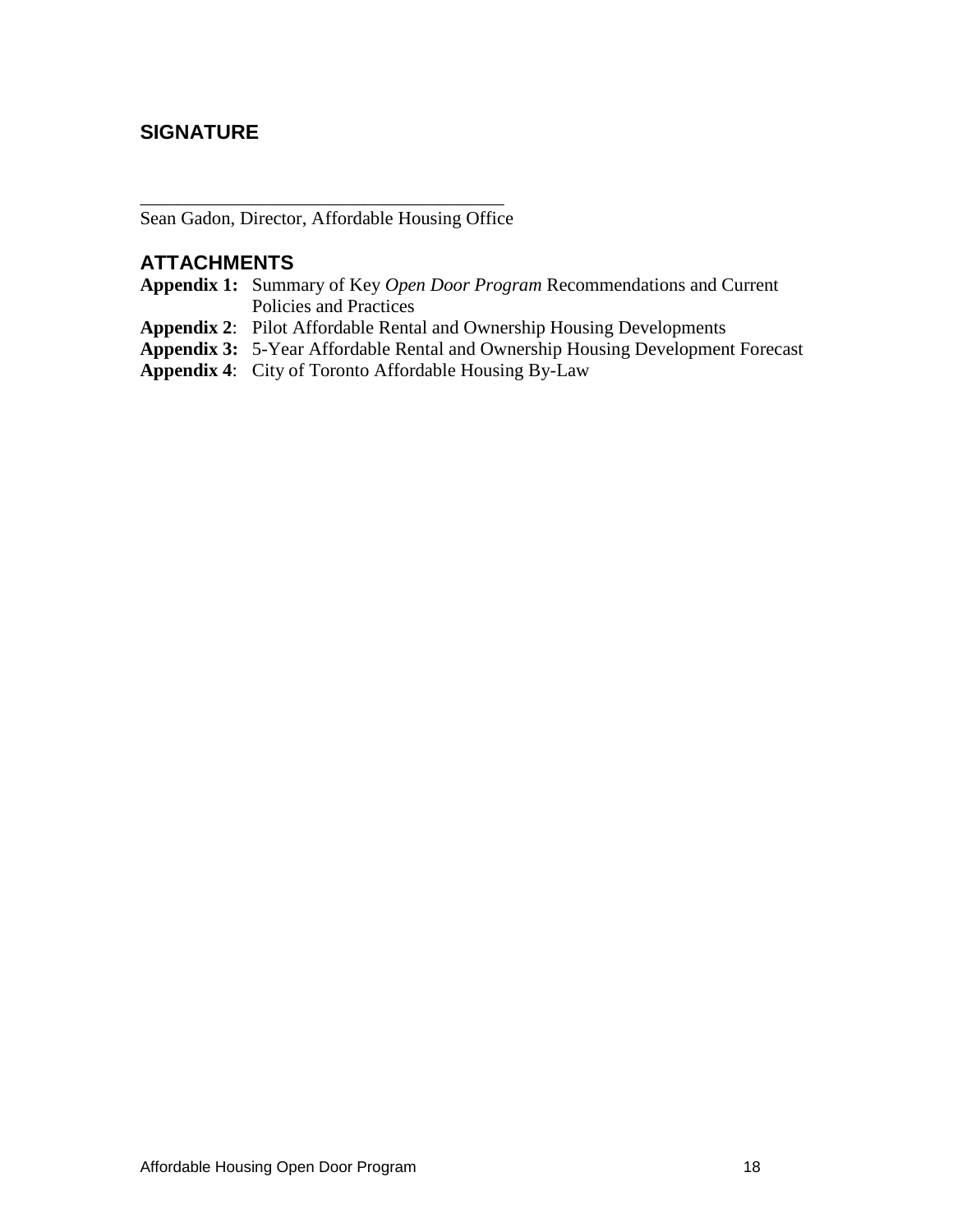## SIGNATURE

_______________________________________

Sean Gadon, Director, Affordable Housing Office

## ATTACHMENTS

**Appendix 1:** Summary of Key *Open Door Program* Recommendations and Current Policies and Practices

**Appendix 2**: Pilot Affordable Rental and Ownership Housing Developments

**Appendix 3:** 5-Year Affordable Rental and Ownership Housing Development Forecast

**Appendix 4**: City of Toronto Affordable Housing By-Law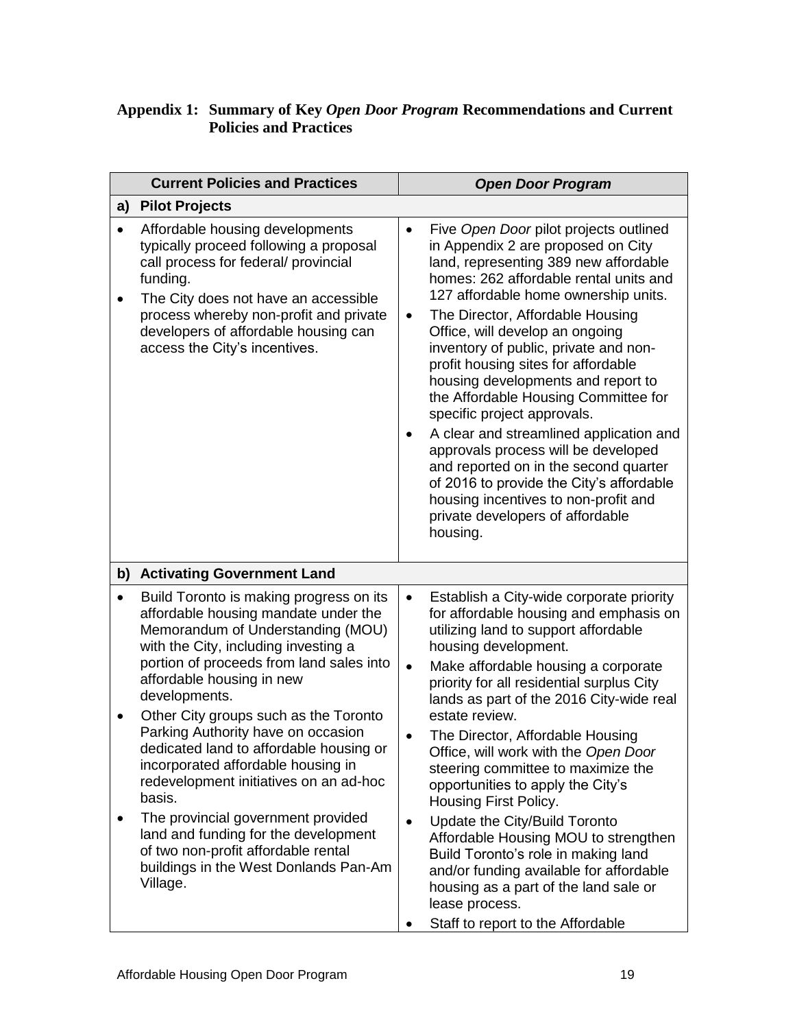## Appendix 1: Summary of Key *Open Door Program* Recommendations and Current Policies and Practices

| Current Policies and Practices | *Open Door Program* |
|---|---|
| **a) Pilot Projects** | |
| • Affordable housing developments typically proceed following a proposal call process for federal/ provincial funding.<br>• The City does not have an accessible process whereby non-profit and private developers of affordable housing can access the City's incentives. | • Five *Open Door* pilot projects outlined in Appendix 2 are proposed on City land, representing 389 new affordable homes: 262 affordable rental units and 127 affordable home ownership units.<br>• The Director, Affordable Housing Office, will develop an ongoing inventory of public, private and non-profit housing sites for affordable housing developments and report to the Affordable Housing Committee for specific project approvals.<br>• A clear and streamlined application and approvals process will be developed and reported on in the second quarter of 2016 to provide the City's affordable housing incentives to non-profit and private developers of affordable housing. |
| **b) Activating Government Land** | |
| • Build Toronto is making progress on its affordable housing mandate under the Memorandum of Understanding (MOU) with the City, including investing a portion of proceeds from land sales into affordable housing in new developments.<br>• Other City groups such as the Toronto Parking Authority have on occasion dedicated land to affordable housing or incorporated affordable housing in redevelopment initiatives on an ad-hoc basis.<br>• The provincial government provided land and funding for the development of two non-profit affordable rental buildings in the West Donlands Pan-Am Village. | • Establish a City-wide corporate priority for affordable housing and emphasis on utilizing land to support affordable housing development.<br>• Make affordable housing a corporate priority for all residential surplus City lands as part of the 2016 City-wide real estate review.<br>• The Director, Affordable Housing Office, will work with the *Open Door* steering committee to maximize the opportunities to apply the City's Housing First Policy.<br>• Update the City/Build Toronto Affordable Housing MOU to strengthen Build Toronto's role in making land and/or funding available for affordable housing as a part of the land sale or lease process.<br>• Staff to report to the Affordable |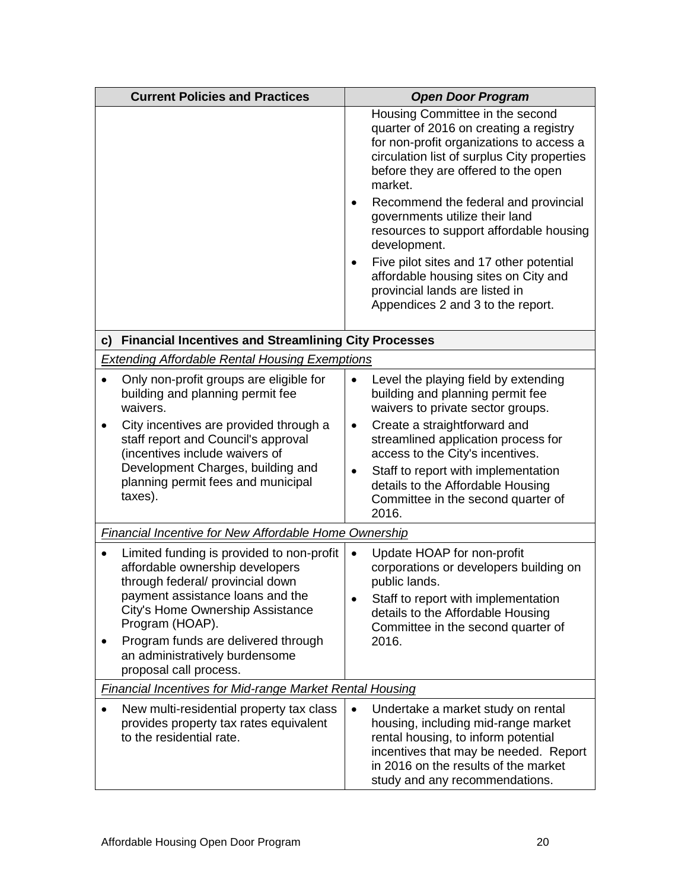| Current Policies and Practices | *Open Door Program* |
|---|---|
| | Housing Committee in the second quarter of 2016 on creating a registry for non-profit organizations to access a circulation list of surplus City properties before they are offered to the open market.<br>• Recommend the federal and provincial governments utilize their land resources to support affordable housing development.<br>• Five pilot sites and 17 other potential affordable housing sites on City and provincial lands are listed in Appendices 2 and 3 to the report. |
| **c) Financial Incentives and Streamlining City Processes** | |
| *Extending Affordable Rental Housing Exemptions* | |
| • Only non-profit groups are eligible for building and planning permit fee waivers.<br>• City incentives are provided through a staff report and Council's approval (incentives include waivers of Development Charges, building and planning permit fees and municipal taxes). | • Level the playing field by extending building and planning permit fee waivers to private sector groups.<br>• Create a straightforward and streamlined application process for access to the City's incentives.<br>• Staff to report with implementation details to the Affordable Housing Committee in the second quarter of 2016. |
| *Financial Incentive for New Affordable Home Ownership* | |
| • Limited funding is provided to non-profit affordable ownership developers through federal/ provincial down payment assistance loans and the City's Home Ownership Assistance Program (HOAP).<br>• Program funds are delivered through an administratively burdensome proposal call process. | • Update HOAP for non-profit corporations or developers building on public lands.<br>• Staff to report with implementation details to the Affordable Housing Committee in the second quarter of 2016. |
| *Financial Incentives for Mid-range Market Rental Housing* | |
| • New multi-residential property tax class provides property tax rates equivalent to the residential rate. | • Undertake a market study on rental housing, including mid-range market rental housing, to inform potential incentives that may be needed. Report in 2016 on the results of the market study and any recommendations. |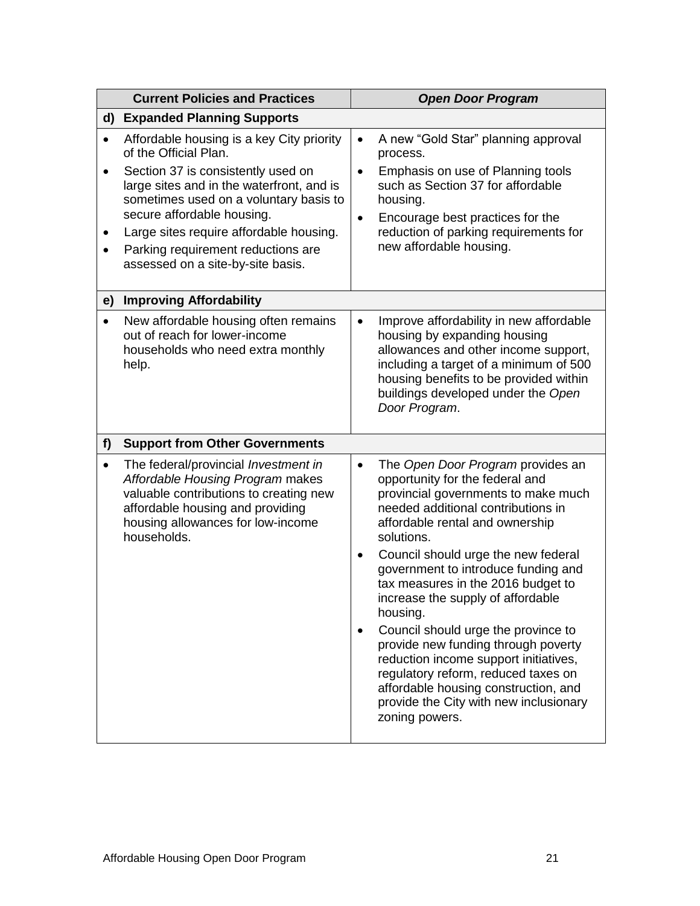| Current Policies and Practices | *Open Door Program* |
|---|---|
| **d) Expanded Planning Supports** | |
| • Affordable housing is a key City priority of the Official Plan.<br>• Section 37 is consistently used on large sites and in the waterfront, and is sometimes used on a voluntary basis to secure affordable housing.<br>• Large sites require affordable housing.<br>• Parking requirement reductions are assessed on a site-by-site basis. | • A new "Gold Star" planning approval process.<br>• Emphasis on use of Planning tools such as Section 37 for affordable housing.<br>• Encourage best practices for the reduction of parking requirements for new affordable housing. |
| **e) Improving Affordability** | |
| • New affordable housing often remains out of reach for lower-income households who need extra monthly help. | • Improve affordability in new affordable housing by expanding housing allowances and other income support, including a target of a minimum of 500 housing benefits to be provided within buildings developed under the *Open Door Program*. |
| **f) Support from Other Governments** | |
| • The federal/provincial *Investment in Affordable Housing Program* makes valuable contributions to creating new affordable housing and providing housing allowances for low-income households. | • The *Open Door Program* provides an opportunity for the federal and provincial governments to make much needed additional contributions in affordable rental and ownership solutions.<br>• Council should urge the new federal government to introduce funding and tax measures in the 2016 budget to increase the supply of affordable housing.<br>• Council should urge the province to provide new funding through poverty reduction income support initiatives, regulatory reform, reduced taxes on affordable housing construction, and provide the City with new inclusionary zoning powers. |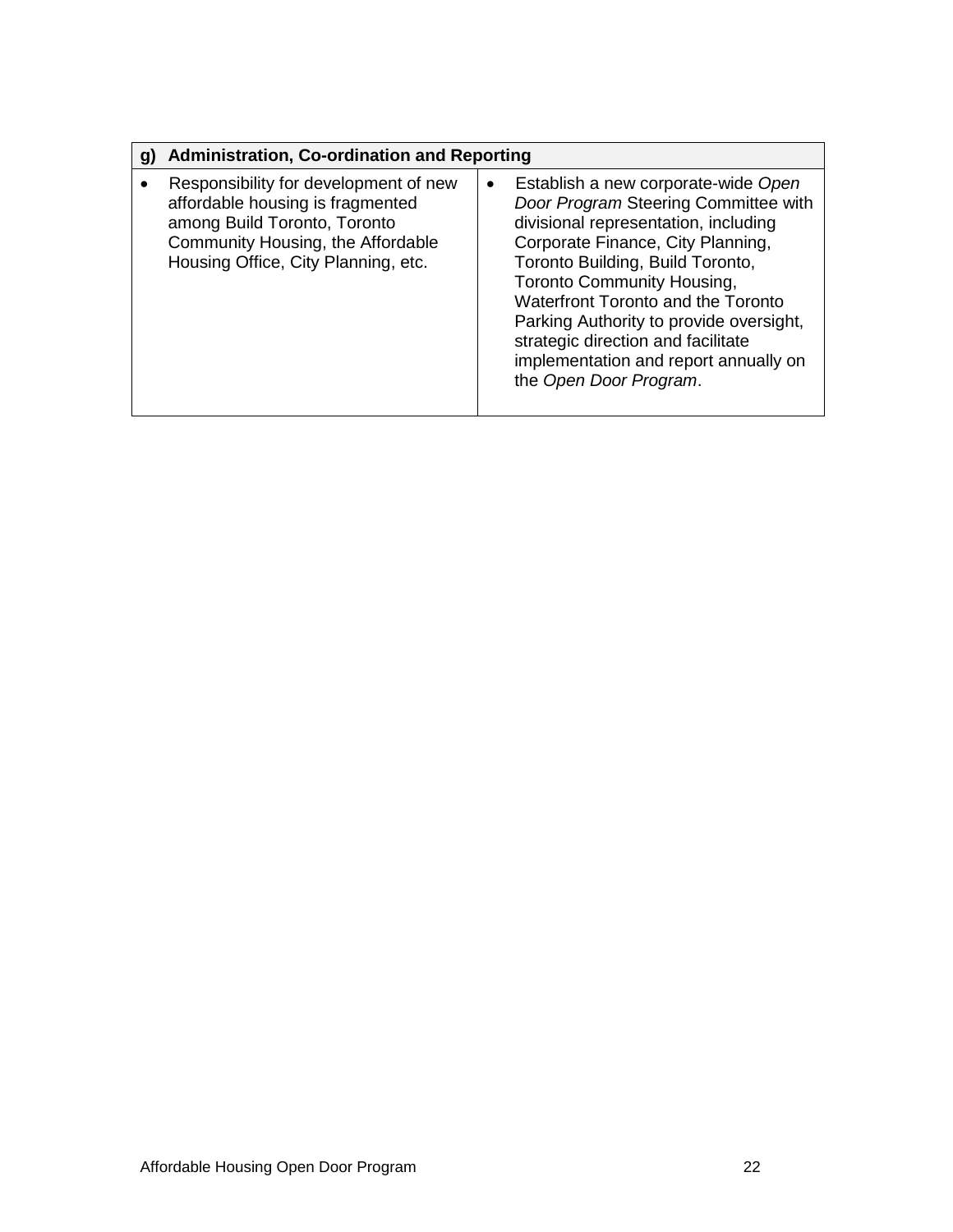| g) Administration, Co-ordination and Reporting | |
|---|---|
| • Responsibility for development of new affordable housing is fragmented among Build Toronto, Toronto Community Housing, the Affordable Housing Office, City Planning, etc. | • Establish a new corporate-wide *Open Door Program* Steering Committee with divisional representation, including Corporate Finance, City Planning, Toronto Building, Build Toronto, Toronto Community Housing, Waterfront Toronto and the Toronto Parking Authority to provide oversight, strategic direction and facilitate implementation and report annually on the *Open Door Program*. |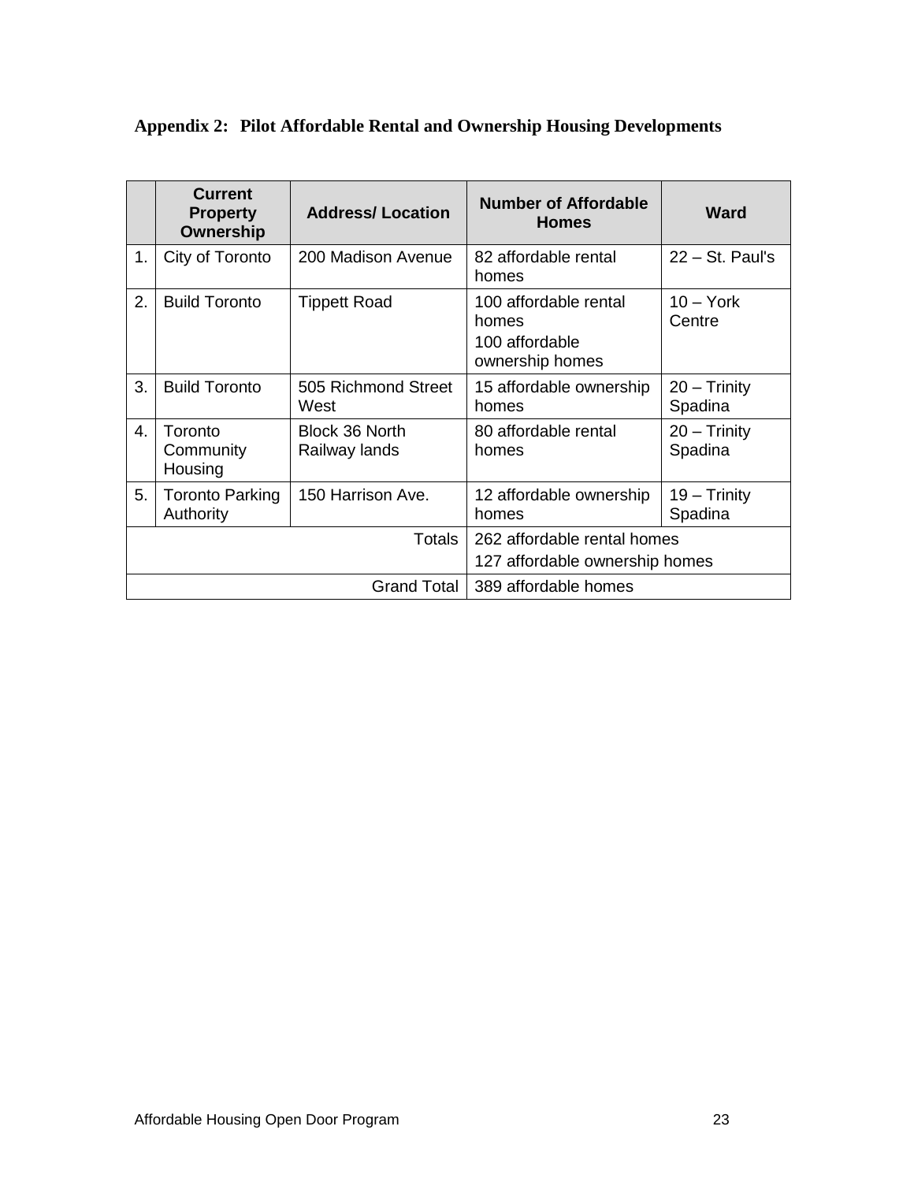## Appendix 2: Pilot Affordable Rental and Ownership Housing Developments

| | Current Property Ownership | Address/ Location | Number of Affordable Homes | Ward |
|---|---|---|---|---|
| 1. | City of Toronto | 200 Madison Avenue | 82 affordable rental homes | 22 – St. Paul's |
| 2. | Build Toronto | Tippett Road | 100 affordable rental homes<br>100 affordable ownership homes | 10 – York Centre |
| 3. | Build Toronto | 505 Richmond Street West | 15 affordable ownership homes | 20 – Trinity Spadina |
| 4. | Toronto Community Housing | Block 36 North Railway lands | 80 affordable rental homes | 20 – Trinity Spadina |
| 5. | Toronto Parking Authority | 150 Harrison Ave. | 12 affordable ownership homes | 19 – Trinity Spadina |
| | | Totals | 262 affordable rental homes<br>127 affordable ownership homes | |
| | | Grand Total | 389 affordable homes | |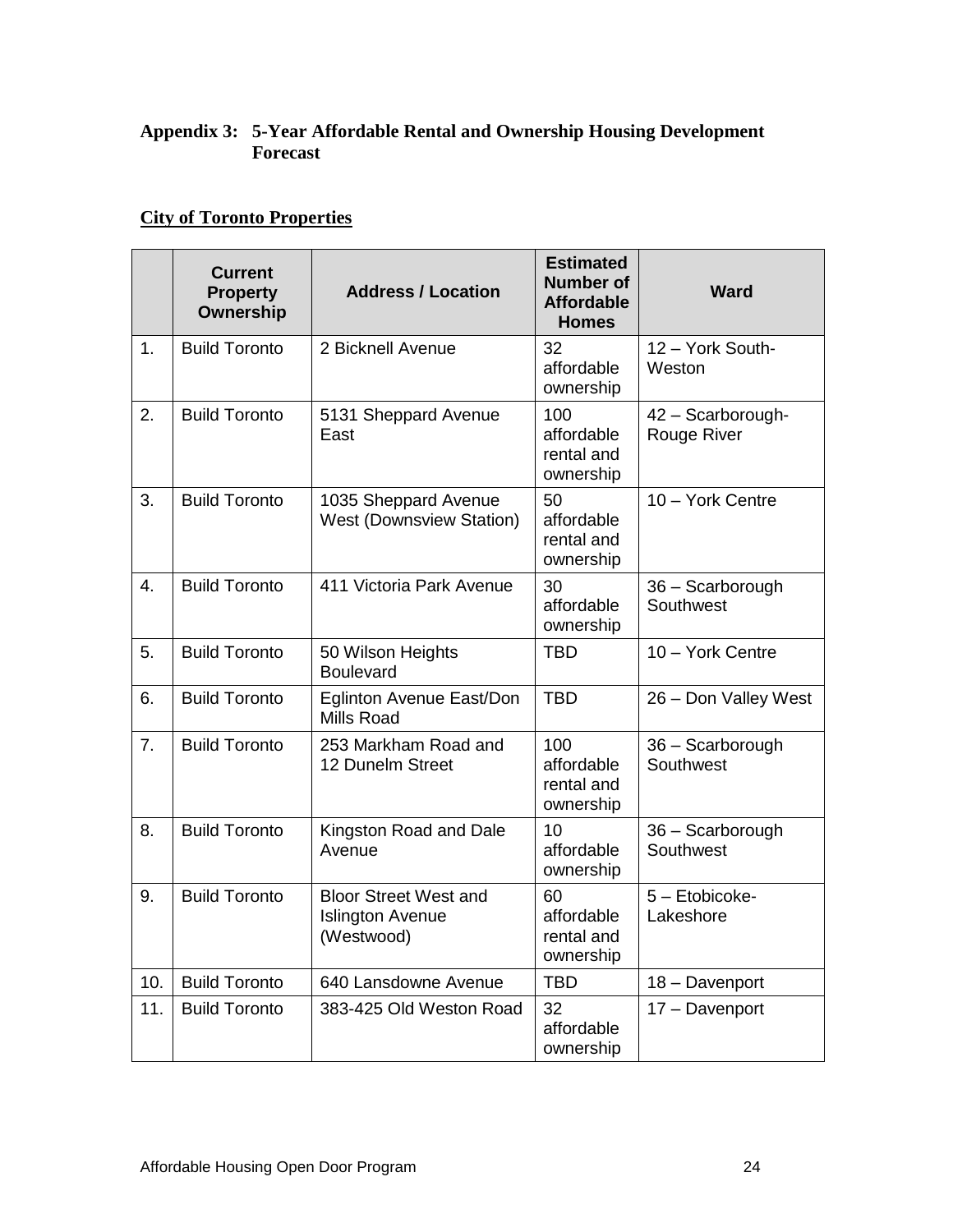## Appendix 3: 5-Year Affordable Rental and Ownership Housing Development Forecast

**City of Toronto Properties**

| | Current Property Ownership | Address / Location | Estimated Number of Affordable Homes | Ward |
|---|---|---|---|---|
| 1. | Build Toronto | 2 Bicknell Avenue | 32 affordable ownership | 12 – York South-Weston |
| 2. | Build Toronto | 5131 Sheppard Avenue East | 100 affordable rental and ownership | 42 – Scarborough-Rouge River |
| 3. | Build Toronto | 1035 Sheppard Avenue West (Downsview Station) | 50 affordable rental and ownership | 10 – York Centre |
| 4. | Build Toronto | 411 Victoria Park Avenue | 30 affordable ownership | 36 – Scarborough Southwest |
| 5. | Build Toronto | 50 Wilson Heights Boulevard | TBD | 10 – York Centre |
| 6. | Build Toronto | Eglinton Avenue East/Don Mills Road | TBD | 26 – Don Valley West |
| 7. | Build Toronto | 253 Markham Road and 12 Dunelm Street | 100 affordable rental and ownership | 36 – Scarborough Southwest |
| 8. | Build Toronto | Kingston Road and Dale Avenue | 10 affordable ownership | 36 – Scarborough Southwest |
| 9. | Build Toronto | Bloor Street West and Islington Avenue (Westwood) | 60 affordable rental and ownership | 5 – Etobicoke-Lakeshore |
| 10. | Build Toronto | 640 Lansdowne Avenue | TBD | 18 – Davenport |
| 11. | Build Toronto | 383-425 Old Weston Road | 32 affordable ownership | 17 – Davenport |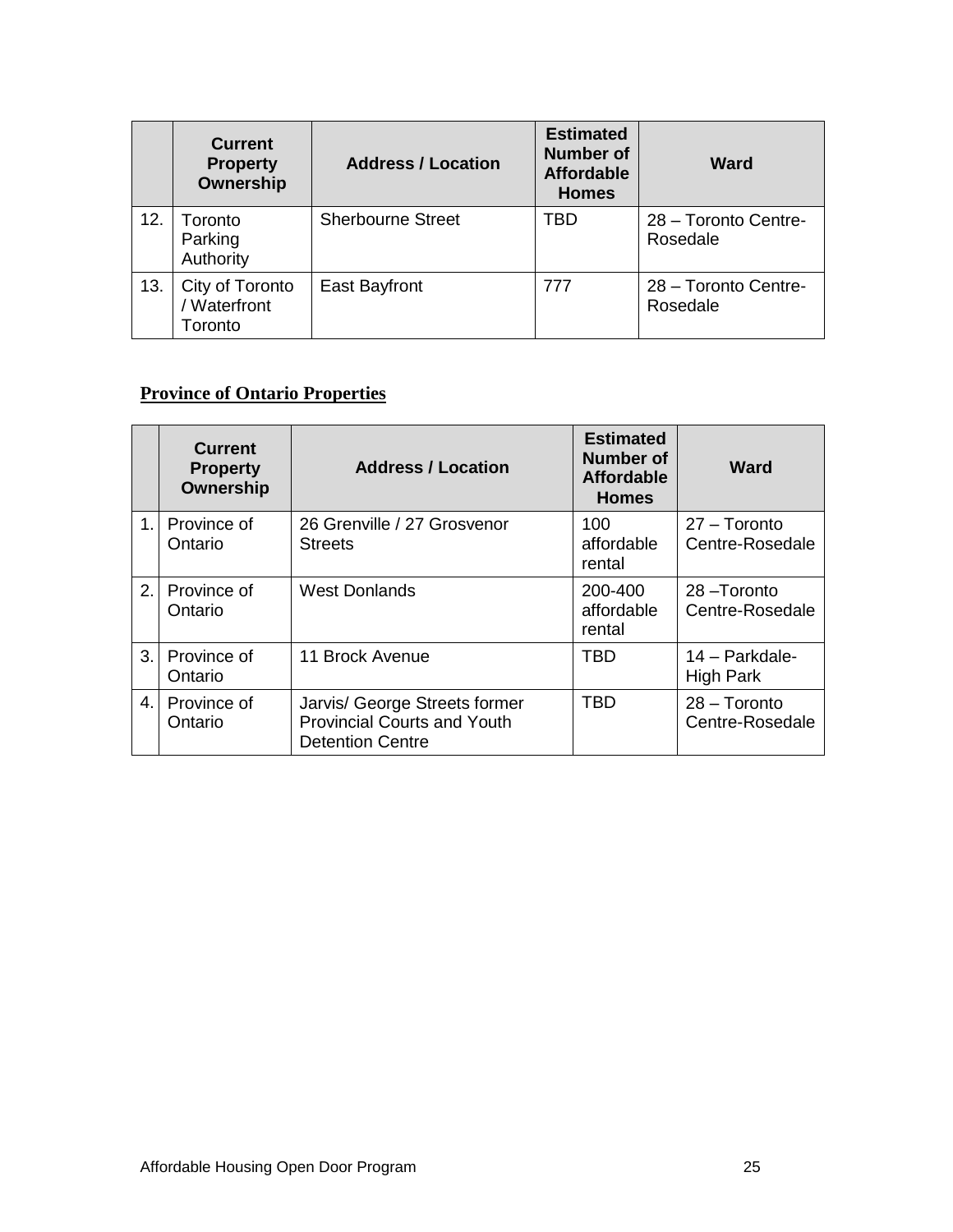| | Current Property Ownership | Address / Location | Estimated Number of Affordable Homes | Ward |
|---|---|---|---|---|
| 12. | Toronto Parking Authority | Sherbourne Street | TBD | 28 – Toronto Centre-Rosedale |
| 13. | City of Toronto / Waterfront Toronto | East Bayfront | 777 | 28 – Toronto Centre-Rosedale |

**Province of Ontario Properties**

| | Current Property Ownership | Address / Location | Estimated Number of Affordable Homes | Ward |
|---|---|---|---|---|
| 1. | Province of Ontario | 26 Grenville / 27 Grosvenor Streets | 100 affordable rental | 27 – Toronto Centre-Rosedale |
| 2. | Province of Ontario | West Donlands | 200-400 affordable rental | 28 –Toronto Centre-Rosedale |
| 3. | Province of Ontario | 11 Brock Avenue | TBD | 14 – Parkdale-High Park |
| 4. | Province of Ontario | Jarvis/ George Streets former Provincial Courts and Youth Detention Centre | TBD | 28 – Toronto Centre-Rosedale |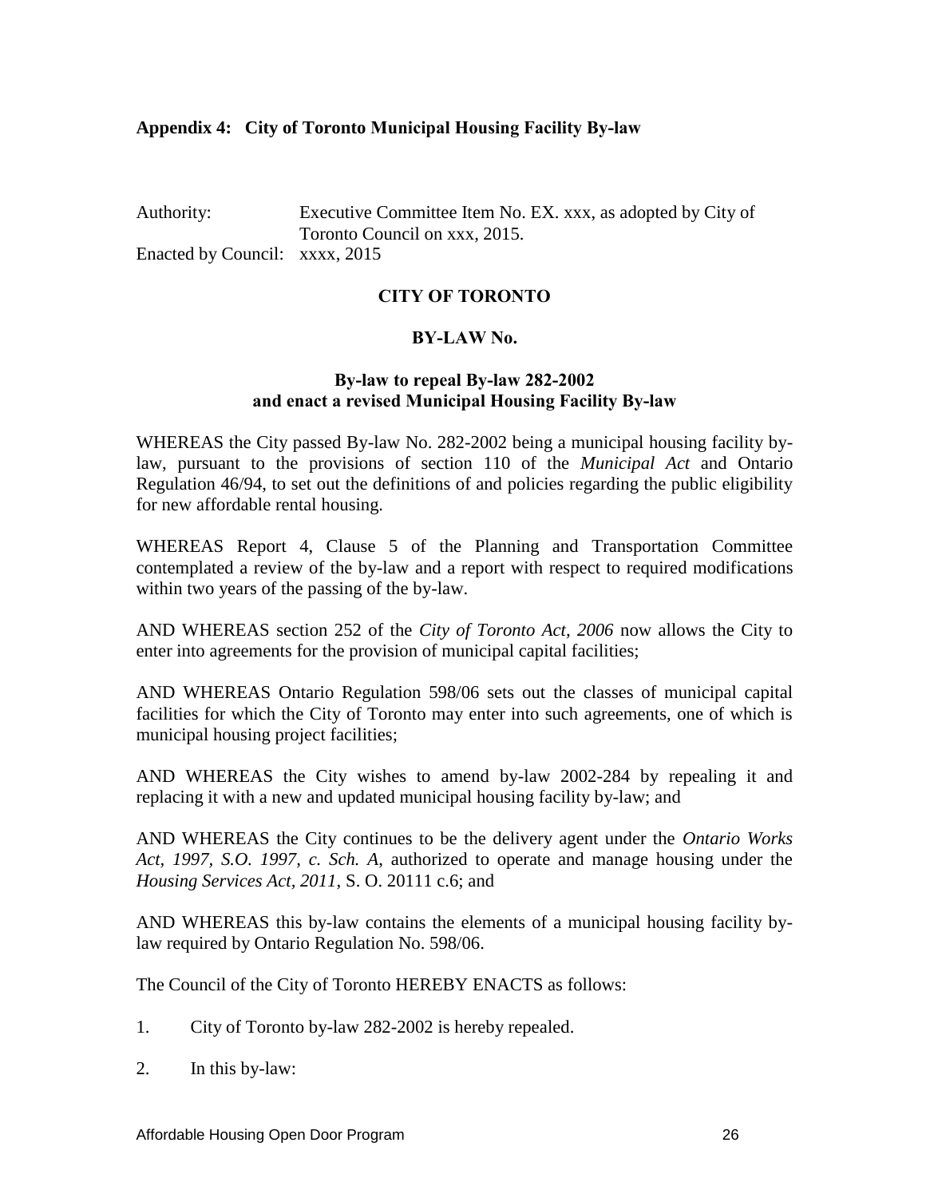**Appendix 4: City of Toronto Municipal Housing Facility By-law**

Authority: Executive Committee Item No. EX. xxx, as adopted by City of Toronto Council on xxx, 2015.
Enacted by Council: xxxx, 2015

**CITY OF TORONTO**

**BY-LAW No.**

**By-law to repeal By-law 282-2002**
**and enact a revised Municipal Housing Facility By-law**

WHEREAS the City passed By-law No. 282-2002 being a municipal housing facility by-law, pursuant to the provisions of section 110 of the *Municipal Act* and Ontario Regulation 46/94, to set out the definitions of and policies regarding the public eligibility for new affordable rental housing.

WHEREAS Report 4, Clause 5 of the Planning and Transportation Committee contemplated a review of the by-law and a report with respect to required modifications within two years of the passing of the by-law.

AND WHEREAS section 252 of the *City of Toronto Act, 2006* now allows the City to enter into agreements for the provision of municipal capital facilities;

AND WHEREAS Ontario Regulation 598/06 sets out the classes of municipal capital facilities for which the City of Toronto may enter into such agreements, one of which is municipal housing project facilities;

AND WHEREAS the City wishes to amend by-law 2002-284 by repealing it and replacing it with a new and updated municipal housing facility by-law; and

AND WHEREAS the City continues to be the delivery agent under the *Ontario Works Act, 1997, S.O. 1997, c. Sch. A*, authorized to operate and manage housing under the *Housing Services Act, 2011*, S. O. 20111 c.6; and

AND WHEREAS this by-law contains the elements of a municipal housing facility by-law required by Ontario Regulation No. 598/06.

The Council of the City of Toronto HEREBY ENACTS as follows:

1. City of Toronto by-law 282-2002 is hereby repealed.

2. In this by-law: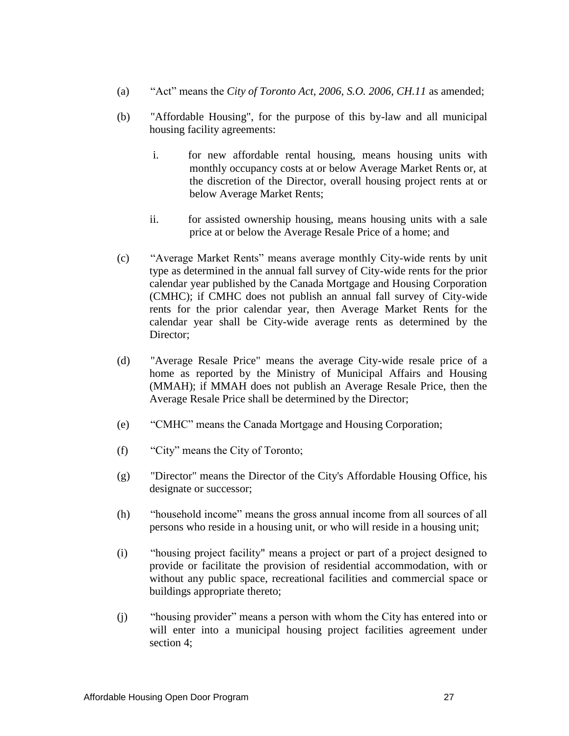(a) "Act" means the *City of Toronto Act, 2006, S.O. 2006, CH.11* as amended;

(b) "Affordable Housing", for the purpose of this by-law and all municipal housing facility agreements:

  i. for new affordable rental housing, means housing units with monthly occupancy costs at or below Average Market Rents or, at the discretion of the Director, overall housing project rents at or below Average Market Rents;

  ii. for assisted ownership housing, means housing units with a sale price at or below the Average Resale Price of a home; and

(c) "Average Market Rents" means average monthly City-wide rents by unit type as determined in the annual fall survey of City-wide rents for the prior calendar year published by the Canada Mortgage and Housing Corporation (CMHC); if CMHC does not publish an annual fall survey of City-wide rents for the prior calendar year, then Average Market Rents for the calendar year shall be City-wide average rents as determined by the Director;

(d) "Average Resale Price" means the average City-wide resale price of a home as reported by the Ministry of Municipal Affairs and Housing (MMAH); if MMAH does not publish an Average Resale Price, then the Average Resale Price shall be determined by the Director;

(e) "CMHC" means the Canada Mortgage and Housing Corporation;

(f) "City" means the City of Toronto;

(g) "Director" means the Director of the City's Affordable Housing Office, his designate or successor;

(h) "household income" means the gross annual income from all sources of all persons who reside in a housing unit, or who will reside in a housing unit;

(i) "housing project facility" means a project or part of a project designed to provide or facilitate the provision of residential accommodation, with or without any public space, recreational facilities and commercial space or buildings appropriate thereto;

(j) "housing provider" means a person with whom the City has entered into or will enter into a municipal housing project facilities agreement under section 4;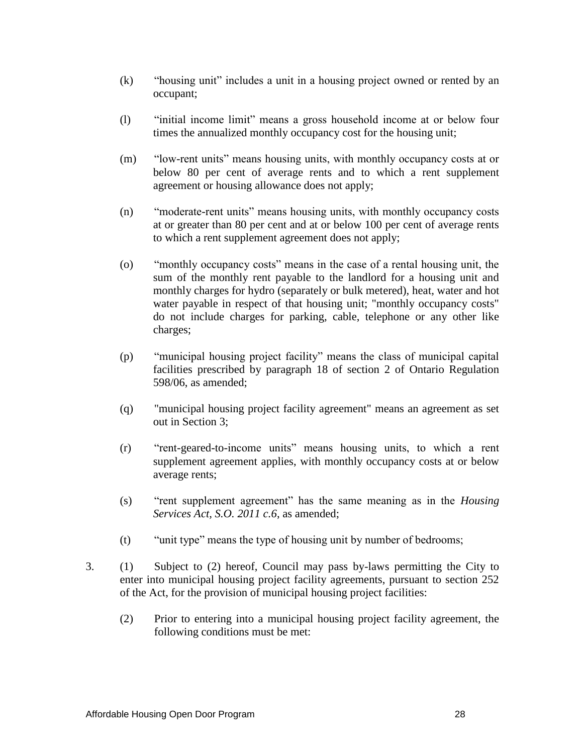(k) "housing unit" includes a unit in a housing project owned or rented by an occupant;

(l) "initial income limit" means a gross household income at or below four times the annualized monthly occupancy cost for the housing unit;

(m) "low-rent units" means housing units, with monthly occupancy costs at or below 80 per cent of average rents and to which a rent supplement agreement or housing allowance does not apply;

(n) "moderate-rent units" means housing units, with monthly occupancy costs at or greater than 80 per cent and at or below 100 per cent of average rents to which a rent supplement agreement does not apply;

(o) "monthly occupancy costs" means in the case of a rental housing unit, the sum of the monthly rent payable to the landlord for a housing unit and monthly charges for hydro (separately or bulk metered), heat, water and hot water payable in respect of that housing unit; "monthly occupancy costs" do not include charges for parking, cable, telephone or any other like charges;

(p) "municipal housing project facility" means the class of municipal capital facilities prescribed by paragraph 18 of section 2 of Ontario Regulation 598/06, as amended;

(q) "municipal housing project facility agreement" means an agreement as set out in Section 3;

(r) "rent-geared-to-income units" means housing units, to which a rent supplement agreement applies, with monthly occupancy costs at or below average rents;

(s) "rent supplement agreement" has the same meaning as in the *Housing Services Act, S.O. 2011 c.6*, as amended;

(t) "unit type" means the type of housing unit by number of bedrooms;

3. (1) Subject to (2) hereof, Council may pass by-laws permitting the City to enter into municipal housing project facility agreements, pursuant to section 252 of the Act, for the provision of municipal housing project facilities:

(2) Prior to entering into a municipal housing project facility agreement, the following conditions must be met: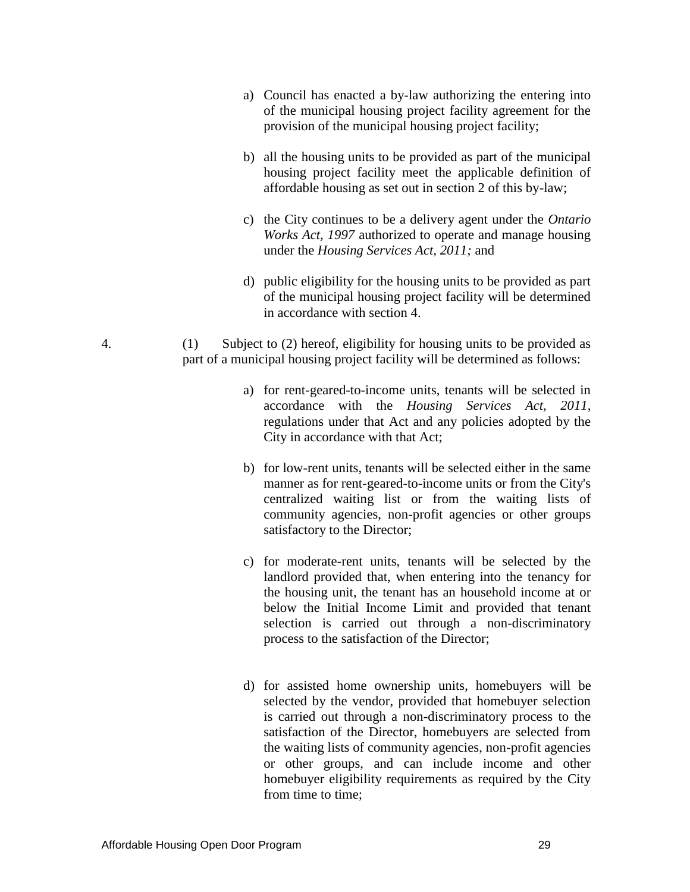a) Council has enacted a by-law authorizing the entering into of the municipal housing project facility agreement for the provision of the municipal housing project facility;

b) all the housing units to be provided as part of the municipal housing project facility meet the applicable definition of affordable housing as set out in section 2 of this by-law;

c) the City continues to be a delivery agent under the *Ontario Works Act, 1997* authorized to operate and manage housing under the *Housing Services Act, 2011;* and

d) public eligibility for the housing units to be provided as part of the municipal housing project facility will be determined in accordance with section 4.

4. (1) Subject to (2) hereof, eligibility for housing units to be provided as part of a municipal housing project facility will be determined as follows:

a) for rent-geared-to-income units, tenants will be selected in accordance with the *Housing Services Act, 2011*, regulations under that Act and any policies adopted by the City in accordance with that Act;

b) for low-rent units, tenants will be selected either in the same manner as for rent-geared-to-income units or from the City's centralized waiting list or from the waiting lists of community agencies, non-profit agencies or other groups satisfactory to the Director;

c) for moderate-rent units, tenants will be selected by the landlord provided that, when entering into the tenancy for the housing unit, the tenant has an household income at or below the Initial Income Limit and provided that tenant selection is carried out through a non-discriminatory process to the satisfaction of the Director;

d) for assisted home ownership units, homebuyers will be selected by the vendor, provided that homebuyer selection is carried out through a non-discriminatory process to the satisfaction of the Director, homebuyers are selected from the waiting lists of community agencies, non-profit agencies or other groups, and can include income and other homebuyer eligibility requirements as required by the City from time to time;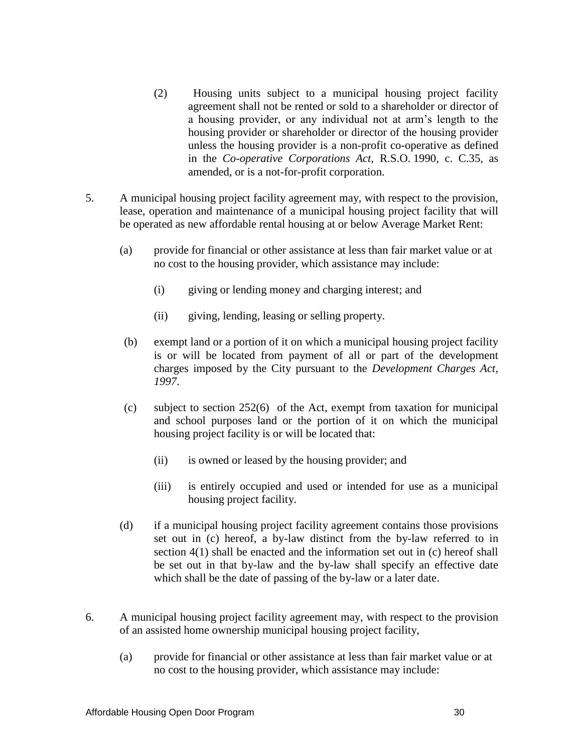(2) Housing units subject to a municipal housing project facility agreement shall not be rented or sold to a shareholder or director of a housing provider, or any individual not at arm's length to the housing provider or shareholder or director of the housing provider unless the housing provider is a non-profit co-operative as defined in the *Co-operative Corporations Act*, R.S.O. 1990, c. C.35, as amended, or is a not-for-profit corporation.

5. A municipal housing project facility agreement may, with respect to the provision, lease, operation and maintenance of a municipal housing project facility that will be operated as new affordable rental housing at or below Average Market Rent:

   (a) provide for financial or other assistance at less than fair market value or at no cost to the housing provider, which assistance may include:

      (i) giving or lending money and charging interest; and

      (ii) giving, lending, leasing or selling property.

   (b) exempt land or a portion of it on which a municipal housing project facility is or will be located from payment of all or part of the development charges imposed by the City pursuant to the *Development Charges Act, 1997*.

   (c) subject to section 252(6) of the Act, exempt from taxation for municipal and school purposes land or the portion of it on which the municipal housing project facility is or will be located that:

      (ii) is owned or leased by the housing provider; and

      (iii) is entirely occupied and used or intended for use as a municipal housing project facility.

   (d) if a municipal housing project facility agreement contains those provisions set out in (c) hereof, a by-law distinct from the by-law referred to in section 4(1) shall be enacted and the information set out in (c) hereof shall be set out in that by-law and the by-law shall specify an effective date which shall be the date of passing of the by-law or a later date.

6. A municipal housing project facility agreement may, with respect to the provision of an assisted home ownership municipal housing project facility,

   (a) provide for financial or other assistance at less than fair market value or at no cost to the housing provider, which assistance may include: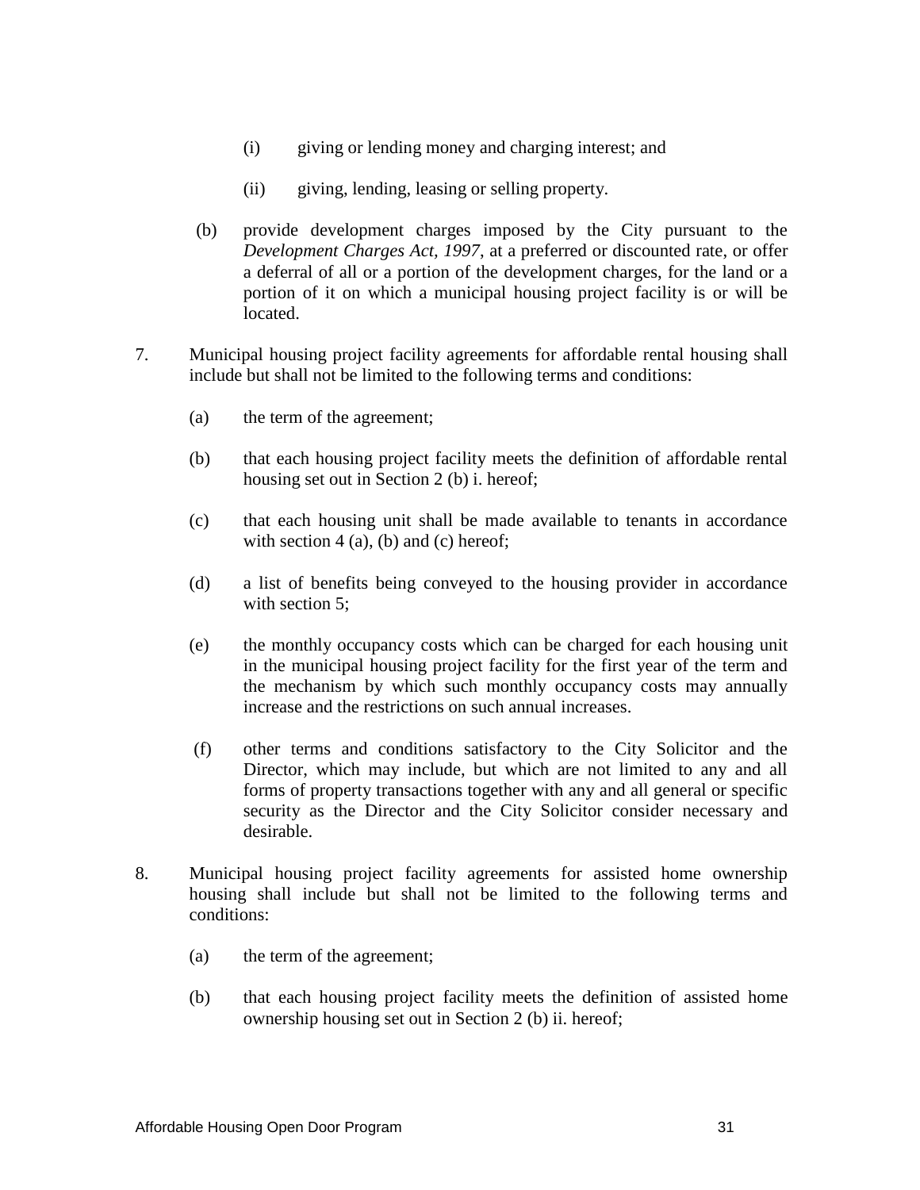(i) giving or lending money and charging interest; and

(ii) giving, lending, leasing or selling property.

(b) provide development charges imposed by the City pursuant to the *Development Charges Act, 1997*, at a preferred or discounted rate, or offer a deferral of all or a portion of the development charges, for the land or a portion of it on which a municipal housing project facility is or will be located.

7. Municipal housing project facility agreements for affordable rental housing shall include but shall not be limited to the following terms and conditions:

   (a) the term of the agreement;

   (b) that each housing project facility meets the definition of affordable rental housing set out in Section 2 (b) i. hereof;

   (c) that each housing unit shall be made available to tenants in accordance with section 4 (a), (b) and (c) hereof;

   (d) a list of benefits being conveyed to the housing provider in accordance with section 5;

   (e) the monthly occupancy costs which can be charged for each housing unit in the municipal housing project facility for the first year of the term and the mechanism by which such monthly occupancy costs may annually increase and the restrictions on such annual increases.

   (f) other terms and conditions satisfactory to the City Solicitor and the Director, which may include, but which are not limited to any and all forms of property transactions together with any and all general or specific security as the Director and the City Solicitor consider necessary and desirable.

8. Municipal housing project facility agreements for assisted home ownership housing shall include but shall not be limited to the following terms and conditions:

   (a) the term of the agreement;

   (b) that each housing project facility meets the definition of assisted home ownership housing set out in Section 2 (b) ii. hereof;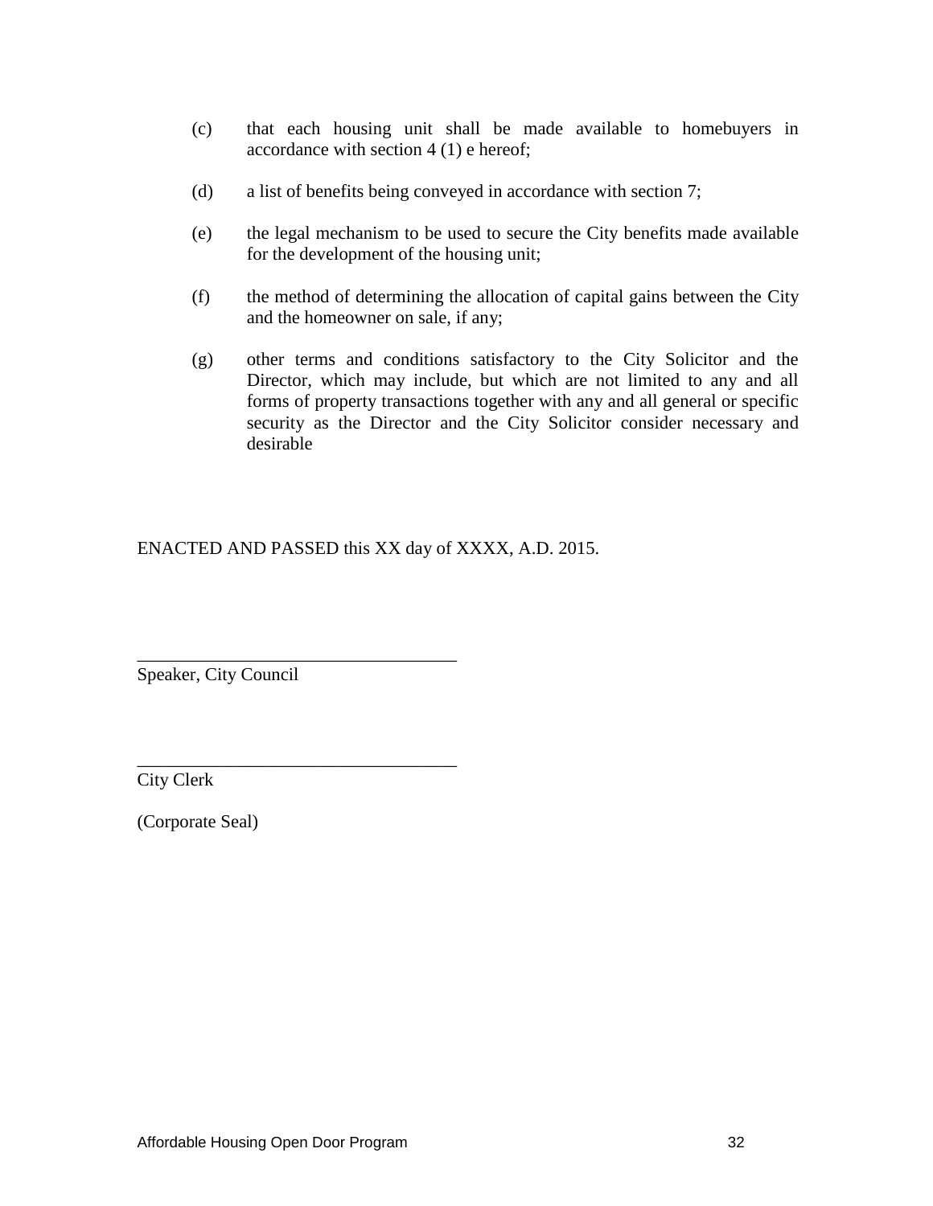(c) that each housing unit shall be made available to homebuyers in accordance with section 4 (1) e hereof;

(d) a list of benefits being conveyed in accordance with section 7;

(e) the legal mechanism to be used to secure the City benefits made available for the development of the housing unit;

(f) the method of determining the allocation of capital gains between the City and the homeowner on sale, if any;

(g) other terms and conditions satisfactory to the City Solicitor and the Director, which may include, but which are not limited to any and all forms of property transactions together with any and all general or specific security as the Director and the City Solicitor consider necessary and desirable

ENACTED AND PASSED this XX day of XXXX, A.D. 2015.

___________________________________
Speaker, City Council

___________________________________
City Clerk

(Corporate Seal)